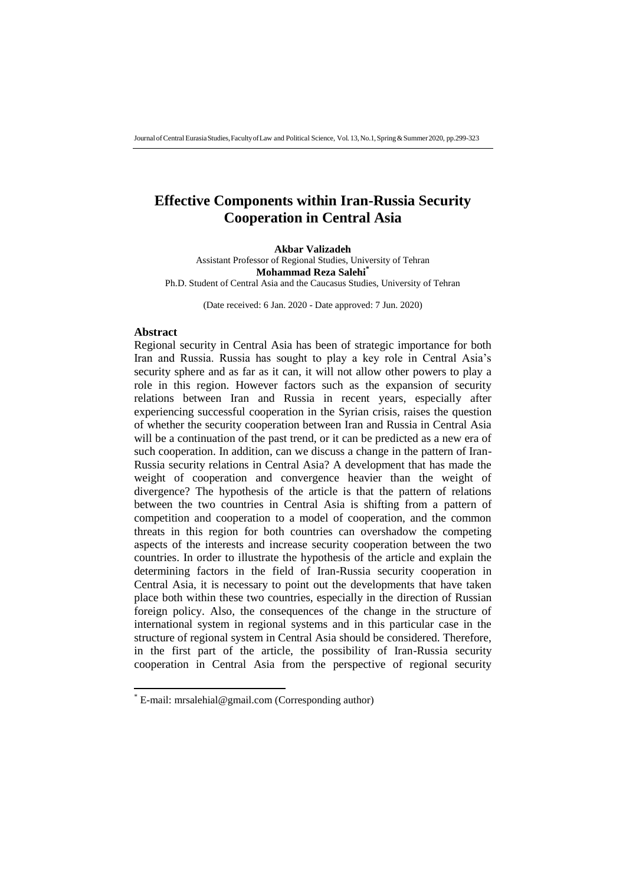# Effective Components within Iran-Russia Security Cooperation in Central Asia

**Akbar Valizadeh**
Assistant Professor of Regional Studies, University of Tehran
**Mohammad Reza Salehi***
Ph.D. Student of Central Asia and the Caucasus Studies, University of Tehran

(Date received: 6 Jan. 2020 - Date approved: 7 Jun. 2020)

## Abstract

Regional security in Central Asia has been of strategic importance for both Iran and Russia. Russia has sought to play a key role in Central Asia's security sphere and as far as it can, it will not allow other powers to play a role in this region. However factors such as the expansion of security relations between Iran and Russia in recent years, especially after experiencing successful cooperation in the Syrian crisis, raises the question of whether the security cooperation between Iran and Russia in Central Asia will be a continuation of the past trend, or it can be predicted as a new era of such cooperation. In addition, can we discuss a change in the pattern of Iran-Russia security relations in Central Asia? A development that has made the weight of cooperation and convergence heavier than the weight of divergence? The hypothesis of the article is that the pattern of relations between the two countries in Central Asia is shifting from a pattern of competition and cooperation to a model of cooperation, and the common threats in this region for both countries can overshadow the competing aspects of the interests and increase security cooperation between the two countries. In order to illustrate the hypothesis of the article and explain the determining factors in the field of Iran-Russia security cooperation in Central Asia, it is necessary to point out the developments that have taken place both within these two countries, especially in the direction of Russian foreign policy. Also, the consequences of the change in the structure of international system in regional systems and in this particular case in the structure of regional system in Central Asia should be considered. Therefore, in the first part of the article, the possibility of Iran-Russia security cooperation in Central Asia from the perspective of regional security

---

* E-mail: mrsalehial@gmail.com (Corresponding author)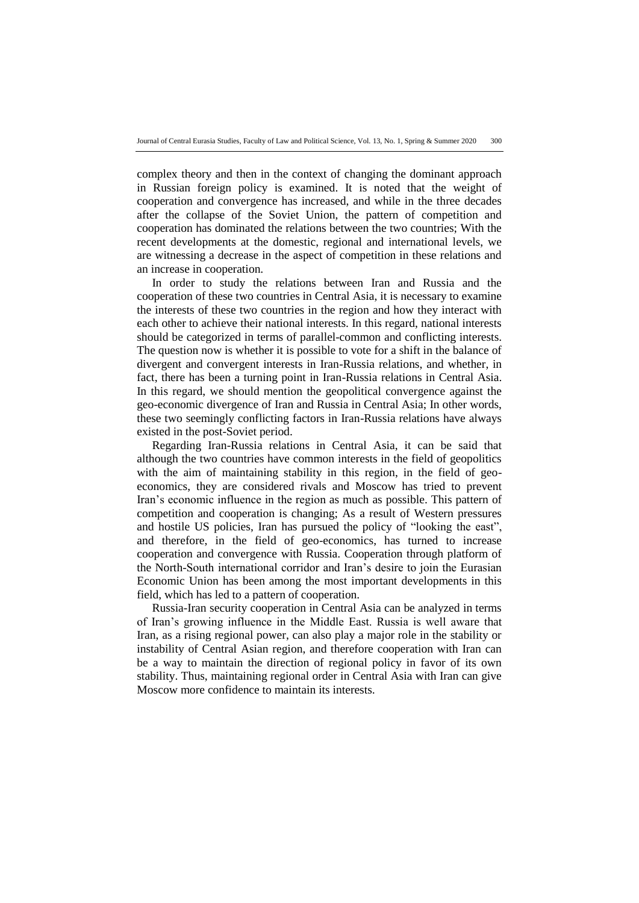complex theory and then in the context of changing the dominant approach in Russian foreign policy is examined. It is noted that the weight of cooperation and convergence has increased, and while in the three decades after the collapse of the Soviet Union, the pattern of competition and cooperation has dominated the relations between the two countries; With the recent developments at the domestic, regional and international levels, we are witnessing a decrease in the aspect of competition in these relations and an increase in cooperation.

In order to study the relations between Iran and Russia and the cooperation of these two countries in Central Asia, it is necessary to examine the interests of these two countries in the region and how they interact with each other to achieve their national interests. In this regard, national interests should be categorized in terms of parallel-common and conflicting interests. The question now is whether it is possible to vote for a shift in the balance of divergent and convergent interests in Iran-Russia relations, and whether, in fact, there has been a turning point in Iran-Russia relations in Central Asia. In this regard, we should mention the geopolitical convergence against the geo-economic divergence of Iran and Russia in Central Asia; In other words, these two seemingly conflicting factors in Iran-Russia relations have always existed in the post-Soviet period.

Regarding Iran-Russia relations in Central Asia, it can be said that although the two countries have common interests in the field of geopolitics with the aim of maintaining stability in this region, in the field of geo-economics, they are considered rivals and Moscow has tried to prevent Iran's economic influence in the region as much as possible. This pattern of competition and cooperation is changing; As a result of Western pressures and hostile US policies, Iran has pursued the policy of "looking the east", and therefore, in the field of geo-economics, has turned to increase cooperation and convergence with Russia. Cooperation through platform of the North-South international corridor and Iran's desire to join the Eurasian Economic Union has been among the most important developments in this field, which has led to a pattern of cooperation.

Russia-Iran security cooperation in Central Asia can be analyzed in terms of Iran's growing influence in the Middle East. Russia is well aware that Iran, as a rising regional power, can also play a major role in the stability or instability of Central Asian region, and therefore cooperation with Iran can be a way to maintain the direction of regional policy in favor of its own stability. Thus, maintaining regional order in Central Asia with Iran can give Moscow more confidence to maintain its interests.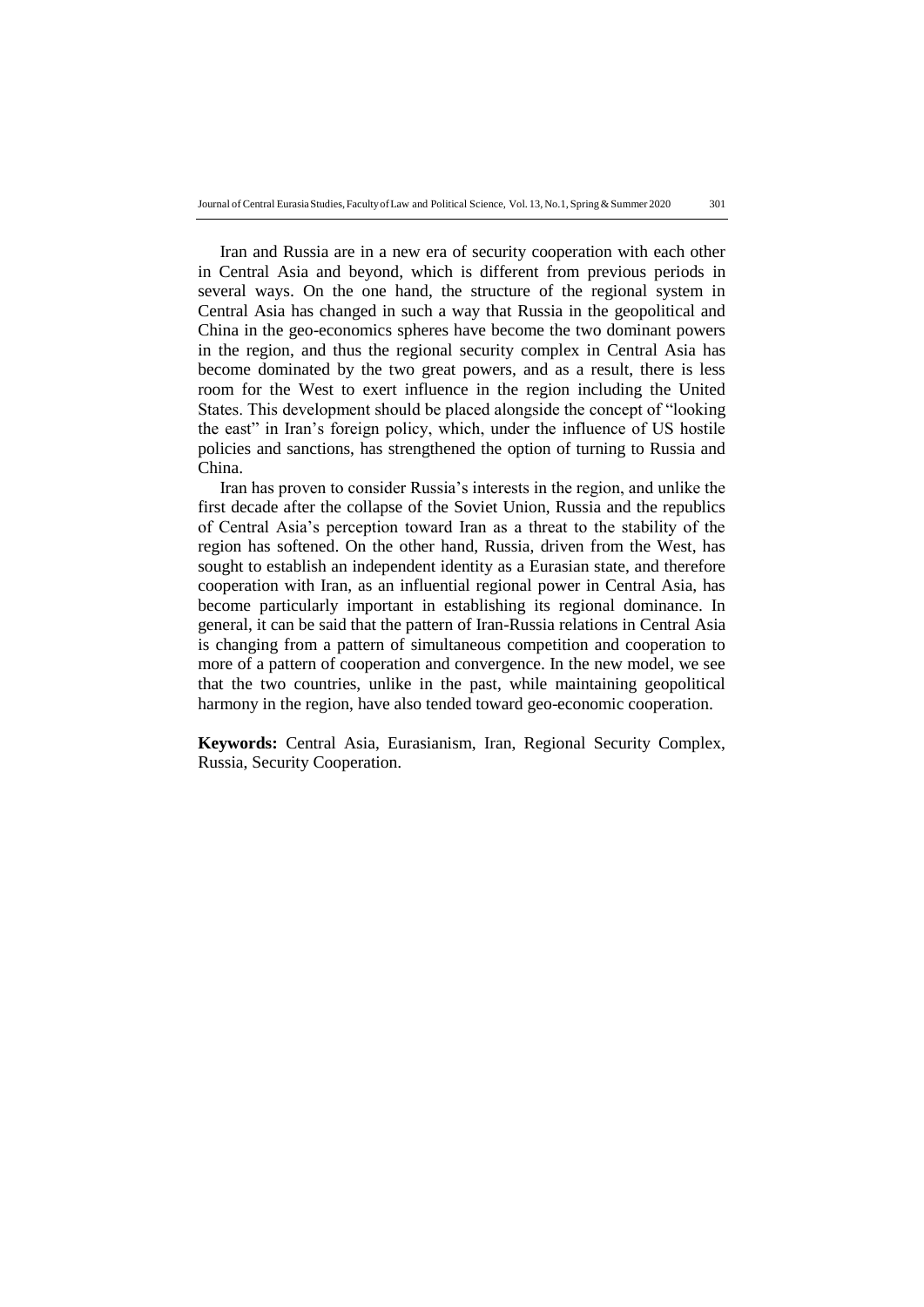Iran and Russia are in a new era of security cooperation with each other in Central Asia and beyond, which is different from previous periods in several ways. On the one hand, the structure of the regional system in Central Asia has changed in such a way that Russia in the geopolitical and China in the geo-economics spheres have become the two dominant powers in the region, and thus the regional security complex in Central Asia has become dominated by the two great powers, and as a result, there is less room for the West to exert influence in the region including the United States. This development should be placed alongside the concept of "looking the east" in Iran's foreign policy, which, under the influence of US hostile policies and sanctions, has strengthened the option of turning to Russia and China.

Iran has proven to consider Russia's interests in the region, and unlike the first decade after the collapse of the Soviet Union, Russia and the republics of Central Asia's perception toward Iran as a threat to the stability of the region has softened. On the other hand, Russia, driven from the West, has sought to establish an independent identity as a Eurasian state, and therefore cooperation with Iran, as an influential regional power in Central Asia, has become particularly important in establishing its regional dominance. In general, it can be said that the pattern of Iran-Russia relations in Central Asia is changing from a pattern of simultaneous competition and cooperation to more of a pattern of cooperation and convergence. In the new model, we see that the two countries, unlike in the past, while maintaining geopolitical harmony in the region, have also tended toward geo-economic cooperation.

**Keywords:** Central Asia, Eurasianism, Iran, Regional Security Complex, Russia, Security Cooperation.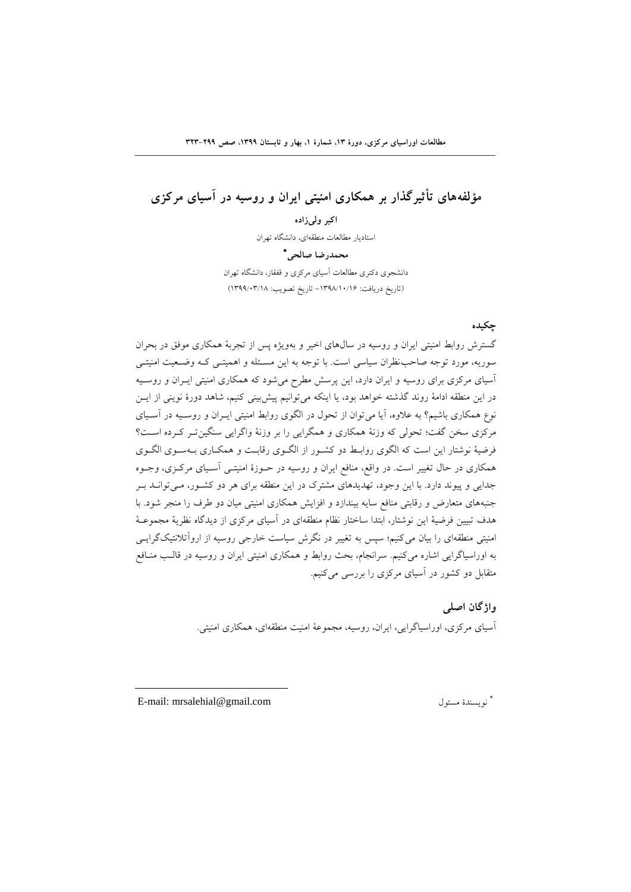# مؤلفه‌های تأثیرگذار بر همکاری امنیتی ایران و روسیه در آسیای مرکزی

**اکبر ولی‌زاده**

استادیار مطالعات منطقه‌ای، دانشگاه تهران

**محمدرضا صالحی***

دانشجوی دکتری مطالعات آسیای مرکزی و قفقاز، دانشگاه تهران

(تاریخ دریافت: ۱۳۹۸/۱۰/۱۶- تاریخ تصویب: ۱۳۹۹/۰۳/۱۸)

## چکیده

گسترش روابط امنیتی ایران و روسیه در سال‌های اخیر و به‌ویژه پس از تجربهٔ همکاری موفق در بحران سوریه، مورد توجه صاحب‌نظران سیاسی است. با توجه به این مسئله و اهمیتی که وضعیت امنیتی آسیای مرکزی برای روسیه و ایران دارد، این پرسش مطرح می‌شود که همکاری امنیتی ایران و روسیه در این منطقه ادامهٔ روند گذشته خواهد بود، یا اینکه می‌توانیم پیش‌بینی کنیم، شاهد دورهٔ نوینی از این نوع همکاری باشیم؟ به علاوه، آیا می‌توان از تحول در الگوی روابط امنیتی ایران و روسیه در آسیای مرکزی سخن گفت؛ تحولی که وزنهٔ همکاری و همگرایی را بر وزنهٔ واگرایی سنگین‌تر کرده است؟ فرضیهٔ نوشتار این است که الگوی روابط دو کشور از الگوی رقابت و همکاری به‌سوی الگوی همکاری در حال تغییر است. در واقع، منافع ایران و روسیه در حوزهٔ امنیتی آسیای مرکزی، وجوه جدایی و پیوند دارد. با این وجود، تهدیدهای مشترک در این منطقه برای هر دو کشور، می‌تواند بر جنبه‌های متعارض و رقابتی منافع سایه بیندازد و افزایش همکاری امنیتی میان دو طرف را منجر شود. با هدف تبیین فرضیهٔ این نوشتار، ابتدا ساختار نظام منطقه‌ای در آسیای مرکزی از دیدگاه نظریهٔ مجموعهٔ امنیتی منطقه‌ای را بیان می‌کنیم؛ سپس به تغییر در نگرش سیاست خارجی روسیه از اروآتلانتیک‌گرایی به اوراسیاگرایی اشاره می‌کنیم. سرانجام، بحث روابط و همکاری امنیتی ایران و روسیه در قالب منافع متقابل دو کشور در آسیای مرکزی را بررسی می‌کنیم.

## واژگان اصلی

آسیای مرکزی، اوراسیاگرایی، ایران، روسیه، مجموعهٔ امنیت منطقه‌ای، همکاری امنیتی.

---

* نویسندهٔ مسئول                                                E-mail: mrsalehial@gmail.com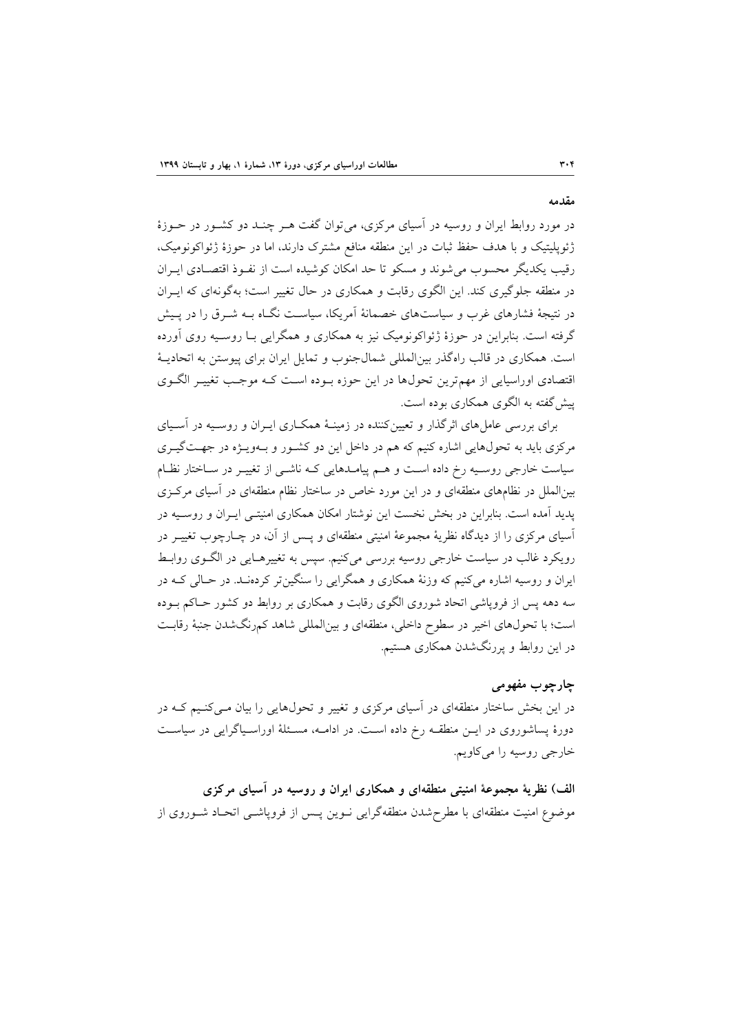## مقدمه

در مورد روابط ایران و روسیه در آسیای مرکزی، می‌توان گفت هر چند دو کشور در حوزهٔ ژئوپلیتیک و با هدف حفظ ثبات در این منطقه منافع مشترک دارند، اما در حوزهٔ ژئواکونومیک، رقیب یکدیگر محسوب می‌شوند و مسکو تا حد امکان کوشیده است از نفوذ اقتصادی ایران در منطقه جلوگیری کند. این الگوی رقابت و همکاری در حال تغییر است؛ به‌گونه‌ای که ایران در نتیجهٔ فشارهای غرب و سیاست‌های خصمانهٔ آمریکا، سیاست نگاه به شرق را در پیش گرفته است. بنابراین در حوزهٔ ژئواکونومیک نیز به همکاری و همگرایی با روسیه روی آورده است. همکاری در قالب راه‌گذر بین‌المللی شمال‌جنوب و تمایل ایران برای پیوستن به اتحادیهٔ اقتصادی اوراسیایی از مهم‌ترین تحول‌ها در این حوزه بوده است که موجب تغییر الگوی پیش‌گفته به الگوی همکاری بوده است.

برای بررسی عامل‌های اثرگذار و تعیین‌کننده در زمینهٔ همکاری ایران و روسیه در آسیای مرکزی باید به تحول‌هایی اشاره کنیم که هم در داخل این دو کشور و به‌ویژه در جهت‌گیری سیاست خارجی روسیه رخ داده است و هم پیامدهایی که ناشی از تغییر در ساختار نظام بین‌الملل در نظام‌های منطقه‌ای و در این مورد خاص در ساختار نظام منطقه‌ای در آسیای مرکزی پدید آمده است. بنابراین در بخش نخست این نوشتار امکان همکاری امنیتی ایران و روسیه در آسیای مرکزی را از دیدگاه نظریهٔ مجموعهٔ امنیتی منطقه‌ای و پس از آن، در چارچوب تغییر در رویکرد غالب در سیاست خارجی روسیه بررسی می‌کنیم. سپس به تغییرهایی در الگوی روابط ایران و روسیه اشاره می‌کنیم که وزنهٔ همکاری و همگرایی را سنگین‌تر کرده‌اند. در حالی که در سه دهه پس از فروپاشی اتحاد شوروی الگوی رقابت و همکاری بر روابط دو کشور حاکم بوده است؛ با تحول‌های اخیر در سطوح داخلی، منطقه‌ای و بین‌المللی شاهد کم‌رنگ‌شدن جنبهٔ رقابت در این روابط و پررنگ‌شدن همکاری هستیم.

## چارچوب مفهومی

در این بخش ساختار منطقه‌ای در آسیای مرکزی و تغییر و تحول‌هایی را بیان می‌کنیم که در دورهٔ پساشوروی در این منطقه رخ داده است. در ادامه، مسئلهٔ اوراسیاگرایی در سیاست خارجی روسیه را می‌کاویم.

### الف) نظریهٔ مجموعهٔ امنیتی منطقه‌ای و همکاری ایران و روسیه در آسیای مرکزی

موضوع امنیت منطقه‌ای با مطرح‌شدن منطقه‌گرایی نوین پس از فروپاشی اتحاد شوروی از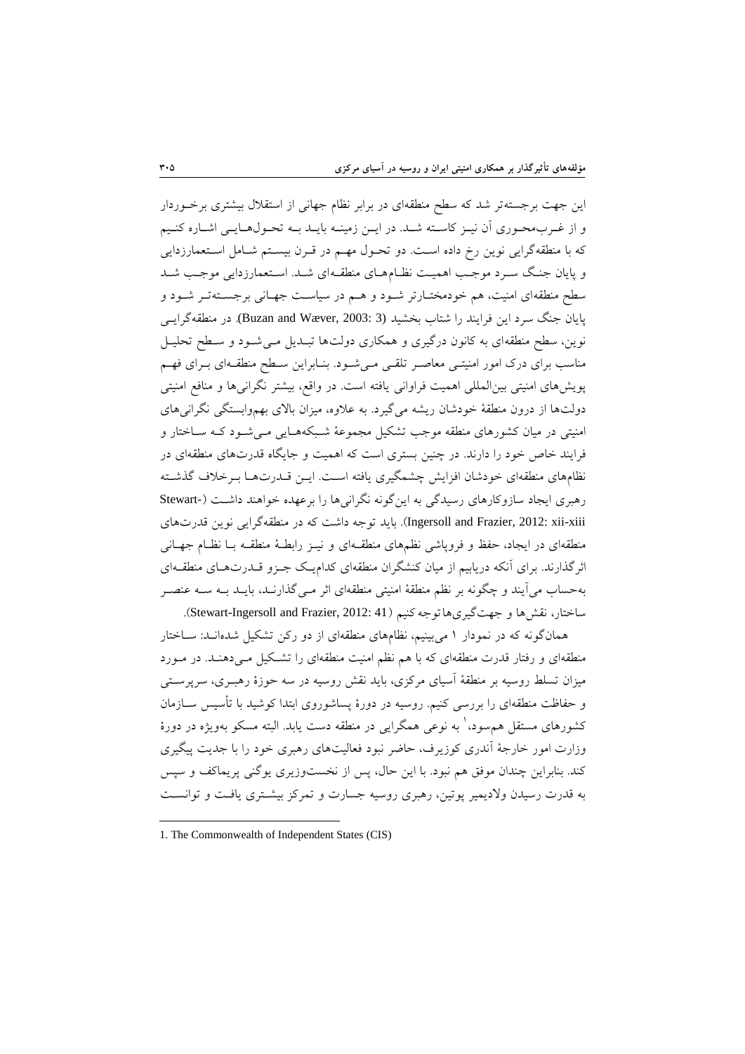این جهت برجسته‌تر شد که سطح منطقه‌ای در برابر نظام جهانی از استقلال بیشتری برخوردار و از غرب‌محوری آن نیز کاسته شد. در این زمینه باید به تحول‌هایی اشاره کنیم که با منطقه‌گرایی نوین رخ داده است. دو تحول مهم در قرن بیستم شامل استعمارزدایی و پایان جنگ سرد موجب اهمیت نظام‌های منطقه‌ای شد. استعمارزدایی موجب شد سطح منطقه‌ای امنیت، هم خودمختارتر شود و هم در سیاست جهانی برجسته‌تر شود و پایان جنگ سرد این فرایند را شتاب بخشید (Buzan and Wæver, 2003: 3). در منطقه‌گرایی نوین، سطح منطقه‌ای به کانون درگیری و همکاری دولت‌ها تبدیل می‌شود و سطح تحلیل مناسب برای درک امور امنیتی معاصر تلقی می‌شود. بنابراین سطح منطقه‌ای برای فهم پویش‌های امنیتی بین‌المللی اهمیت فراوانی یافته است. در واقع، بیشتر نگرانی‌ها و منافع امنیتی دولت‌ها از درون منطقهٔ خودشان ریشه می‌گیرد. به علاوه، میزان بالای بهم‌وابستگی نگرانی‌های امنیتی در میان کشورهای منطقه موجب تشکیل مجموعهٔ شبکه‌هایی می‌شود که ساختار و فرایند خاص خود را دارند. در چنین بستری است که اهمیت و جایگاه قدرت‌های منطقه‌ای در نظام‌های منطقه‌ای خودشان افزایش چشمگیری یافته است. این قدرت‌ها برخلاف گذشته رهبری ایجاد سازوکارهای رسیدگی به این‌گونه نگرانی‌ها را برعهده خواهند داشت (Stewart-Ingersoll and Frazier, 2012: xii-xiii). باید توجه داشت که در منطقه‌گرایی نوین قدرت‌های منطقه‌ای در ایجاد، حفظ و فروپاشی نظم‌های منطقه‌ای و نیز رابطهٔ منطقه با نظام جهانی اثرگذارند. برای آنکه دریابیم از میان کنشگران منطقه‌ای کدام‌یک جزو قدرت‌های منطقه‌ای به‌حساب می‌آیند و چگونه بر نظم منطقهٔ امنیتی منطقه‌ای اثر می‌گذارند، باید به سه عنصر ساختار، نقش‌ها و جهت‌گیری‌ها توجه کنیم (Stewart-Ingersoll and Frazier, 2012: 41).

همان‌گونه که در نمودار ۱ می‌بینیم، نظام‌های منطقه‌ای از دو رکن تشکیل شده‌اند: ساختار منطقه‌ای و رفتار قدرت منطقه‌ای که با هم نظم امنیت منطقه‌ای را تشکیل می‌دهند. در مورد میزان تسلط روسیه بر منطقهٔ آسیای مرکزی، باید نقش روسیه در سه حوزهٔ رهبری، سرپرستی و حفاظت منطقه‌ای را بررسی کنیم. روسیه در دورهٔ پساشوروی ابتدا کوشید با تأسیس سازمان کشورهای مستقل هم‌سود،[1] به نوعی همگرایی در منطقه دست یابد. البته مسکو به‌ویژه در دورهٔ وزارت امور خارجهٔ آندری کوزیرف، حاضر نبود فعالیت‌های رهبری خود را با جدیت پیگیری کند. بنابراین چندان موفق هم نبود. با این حال، پس از نخست‌وزیری یوگنی پریماکف و سپس به قدرت رسیدن ولادیمیر پوتین، رهبری روسیه جسارت و تمرکز بیشتری یافت و توانست

1. The Commonwealth of Independent States (CIS)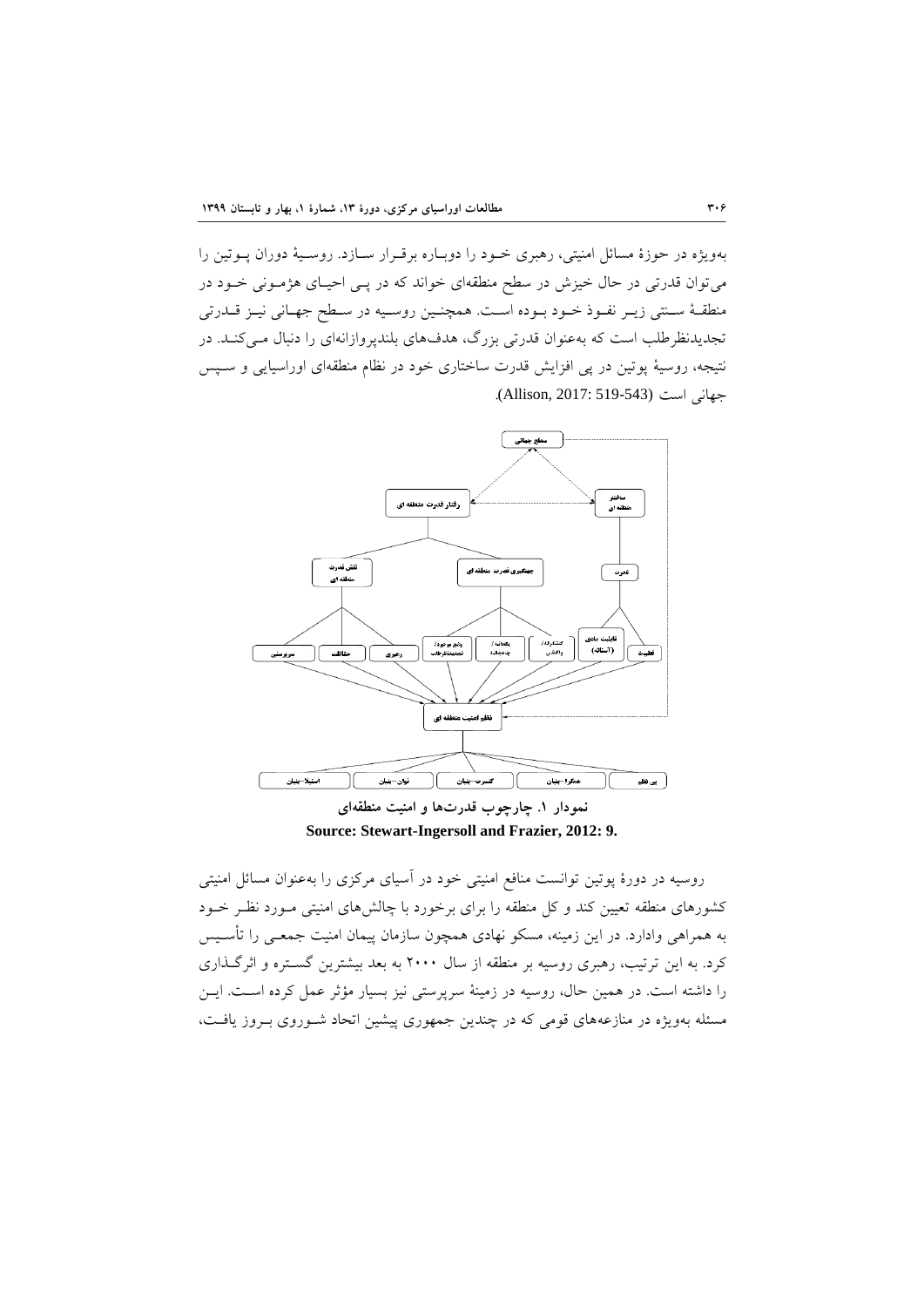به‌ویژه در حوزهٔ مسائل امنیتی، رهبری خود را دوباره برقرار سازد. روسیهٔ دوران پوتین را می‌توان قدرتی در حال خیزش در سطح منطقه‌ای خواند که در پی احیای هژمونی خود در منطقهٔ سنتی زیر نفوذ خود بوده است. همچنین روسیه در سطح جهانی نیز قدرتی تجدیدنظرطلب است که به‌عنوان قدرتی بزرگ، هدف‌های بلندپروازانه‌ای را دنبال می‌کند. در نتیجه، روسیهٔ پوتین در پی افزایش قدرت ساختاری خود در نظام منطقه‌ای اوراسیایی و سپس جهانی است (Allison, 2017: 519-543).

سطح جهانی

رفتار قدرت منطقه ای — ساختار منطقه ای

نقش قدرت منطقه ای — جهتگیری قدرت منطقه ای — قدرت

سرپرستی — حفاظت — رهبری — وضع موجود/تجدیدنظرطلب — یکجانبه/چندجانبه — کنشگرانه/واکنشی — قابلیت مادی (استفاده) — قطبیت

نظم امنیت منطقه ای

اسقلا-بنیان — توان-بنیان — کنسرت-بنیان — همگرا-بنیان — بی نظم

**نمودار ۱. چارچوب قدرت‌ها و امنیت منطقه‌ای**

**Source: Stewart-Ingersoll and Frazier, 2012: 9.**

روسیه در دورهٔ پوتین توانست منافع امنیتی خود در آسیای مرکزی را به‌عنوان مسائل امنیتی کشورهای منطقه تعیین کند و کل منطقه را برای برخورد با چالش‌های امنیتی مورد نظر خود به همراهی وادارد. در این زمینه، مسکو نهادی همچون سازمان پیمان امنیت جمعی را تأسیس کرد. به این ترتیب، رهبری روسیه بر منطقه از سال ۲۰۰۰ به بعد بیشترین گستره و اثرگذاری را داشته است. در همین حال، روسیه در زمینهٔ سرپرستی نیز بسیار مؤثر عمل کرده است. این مسئله به‌ویژه در منازعه‌های قومی که در چندین جمهوری پیشین اتحاد شوروی بروز یافت،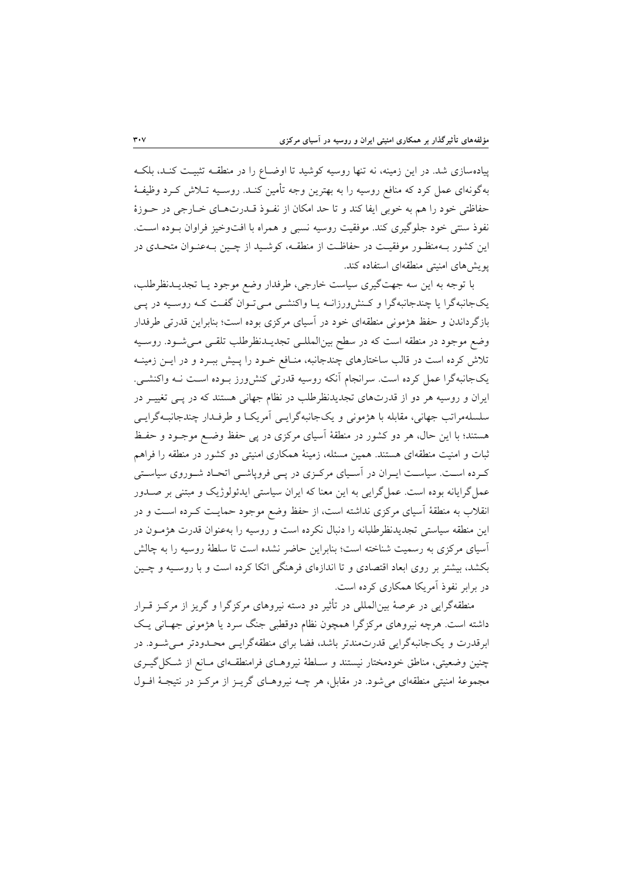پیاده‌سازی شد. در این زمینه، نه تنها روسیه کوشید تا اوضـاع را در منطقـه تثبیـت کنـد، بلکـه به‌گونه‌ای عمل کرد که منافع روسیه را به بهترین وجه تأمین کنـد. روسـیه تـلاش کـرد وظیفـهٔ حفاظتی خود را هم به خوبی ایفا کند و تا حد امکان از نفـوذ قـدرت‌هـای خـارجی در حـوزهٔ نفوذ سنتی خود جلوگیری کند. موفقیت روسیه نسبی و همراه با افت‌وخیز فراوان بـوده اسـت. این کشور بـه‌منظـور موفقیـت در حفاظـت از منطقـه، کوشـید از چـین بـه‌عنـوان متحـدی در پویش‌های امنیتی منطقه‌ای استفاده کند.

با توجه به این سه جهت‌گیری سیاست خارجی، طرفدار وضع موجود یـا تجدیـدنظرطلب، یک‌جانبه‌گرا یا چندجانبه‌گرا و کـنش‌ورزانـه یـا واکنشـی مـی‌تـوان گفـت کـه روسـیه در پـی بازگرداندن و حفظ هژمونی منطقه‌ای خود در آسیای مرکزی بوده است؛ بنابراین قدرتی طرفدار وضع موجود در منطقه است که در سطح بین‌المللـی تجدیـدنظرطلب تلقـی مـی‌شـود. روسـیه تلاش کرده است در قالب ساختارهای چندجانبه، منـافع خـود را پـیش ببـرد و در ایـن زمینـه یک‌جانبه‌گرا عمل کرده است. سرانجام آنکه روسیه قدرتی کنش‌ورز بـوده اسـت نـه واکنشـی. ایران و روسیه هر دو از قدرت‌های تجدیدنظرطلب در نظام جهانی هستند که در پـی تغییـر در سلسله‌مراتب جهانی، مقابله با هژمونی و یک‌جانبه‌گرایـی آمریکـا و طرفـدار چندجانبـه‌گرایـی هستند؛ با این حال، هر دو کشور در منطقهٔ آسیای مرکزی در پی حفظ وضـع موجـود و حفـظ ثبات و امنیت منطقه‌ای هستند. همین مسئله، زمینهٔ همکاری امنیتی دو کشور در منطقه را فراهم کـرده اسـت. سیاسـت ایـران در آسـیای مرکـزی در پـی فروپاشـی اتحـاد شـوروی سیاسـتی عمل‌گرایانه بوده است. عمل‌گرایی به این معنا که ایران سیاستی ایدئولوژیک و مبتنی بر صـدور انقلاب به منطقهٔ آسیای مرکزی نداشته است، از حفظ وضع موجود حمایـت کـرده اسـت و در این منطقه سیاستی تجدیدنظرطلبانه را دنبال نکرده است و روسیه را به‌عنوان قدرت هژمـون در آسیای مرکزی به رسمیت شناخته است؛ بنابراین حاضر نشده است تا سلطهٔ روسیه را به چالش بکشد، بیشتر بر روی ابعاد اقتصادی و تا اندازه‌ای فرهنگی اتکا کرده است و با روسـیه و چـین در برابر نفوذ آمریکا همکاری کرده است.

منطقه‌گرایی در عرصهٔ بین‌المللی در تأثیر دو دسته نیروهای مرکزگرا و گریز از مرکـز قـرار داشته است. هرچه نیروهای مرکزگرا همچون نظام دوقطبی جنگ سرد یا هژمونی جهـانی یـک ابرقدرت و یک‌جانبه‌گرایی قدرت‌مندتر باشد، فضا برای منطقه‌گرایـی محـدودتر مـی‌شـود. در چنین وضعیتی، مناطق خودمختار نیستند و سـلطهٔ نیروهـای فرامنطقـه‌ای مـانع از شـکل‌گیـری مجموعهٔ امنیتی منطقه‌ای می‌شود. در مقابل، هر چـه نیروهـای گریـز از مرکـز در نتیجـهٔ افـول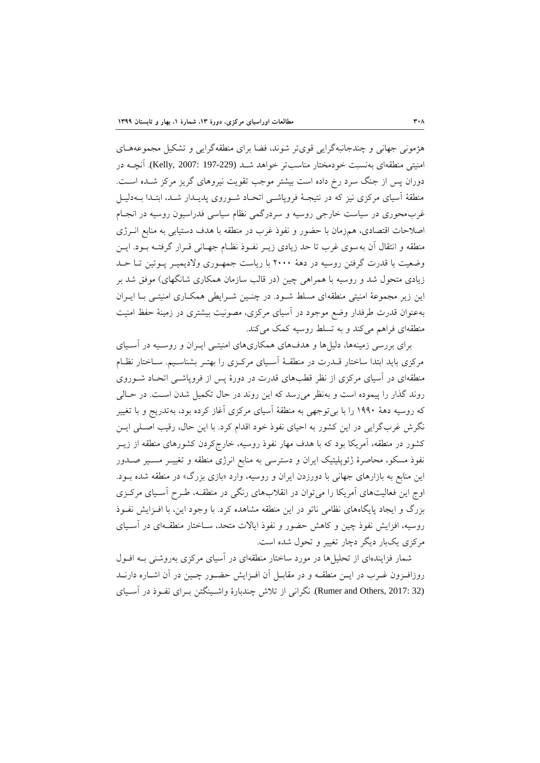هژمونی جهانی و چندجانبه‌گرایی قوی‌تر شوند، فضا برای منطقه‌گرایی و تشکیل مجموعه‌های امنیتی منطقه‌ای به‌نسبت خودمختار مناسب‌تر خواهد شد (Kelly, 2007: 197-229). آنچه در دوران پس از جنگ سرد رخ داده است بیشتر موجب تقویت نیروهای گریز مرکز شده است. منطقهٔ آسیای مرکزی نیز که در نتیجهٔ فروپاشی اتحاد شوروی پدیدار شد، ابتدا به‌دلیل غرب‌محوری در سیاست خارجی روسیه و سردرگمی نظام سیاسی فدراسیون روسیه در انجام اصلاحات اقتصادی، هم‌زمان با حضور و نفوذ غرب در منطقه با هدف دستیابی به منابع انرژی منطقه و انتقال آن به‌سوی غرب تا حد زیادی زیر نفوذ نظام جهانی قرار گرفته بود. این وضعیت با قدرت گرفتن روسیه در دههٔ ۲۰۰۰ با ریاست جمهوری ولادیمیر پوتین تا حد زیادی متحول شد و روسیه با همراهی چین (در قالب سازمان همکاری شانگهای) موفق شد بر این زیر مجموعهٔ امنیتی منطقه‌ای مسلط شود. در چنین شرایطی همکاری امنیتی با ایران به‌عنوان قدرت طرفدار وضع موجود در آسیای مرکزی، مصونیت بیشتری در زمینهٔ حفظ امنیت منطقه‌ای فراهم می‌کند و به تسلط روسیه کمک می‌کند.

برای بررسی زمینه‌ها، دلیل‌ها و هدف‌های همکاری‌های امنیتی ایران و روسیه در آسیای مرکزی باید ابتدا ساختار قدرت در منطقهٔ آسیای مرکزی را بهتر بشناسیم. ساختار نظام منطقه‌ای در آسیای مرکزی از نظر قطب‌های قدرت در دورهٔ پس از فروپاشی اتحاد شوروی روند گذار را پیموده است و به‌نظر می‌رسد که این روند در حال تکمیل شدن است. در حالی که روسیه دههٔ ۱۹۹۰ را با بی‌توجهی به منطقهٔ آسیای مرکزی آغاز کرده بود، به‌تدریج و با تغییر نگرش غرب‌گرایی در این کشور به احیای نفوذ خود اقدام کرد. با این حال، رقیب اصلی این کشور در منطقه، آمریکا بود که با هدف مهار نفوذ روسیه، خارج‌کردن کشورهای منطقه از زیر نفوذ مسکو، محاصرهٔ ژئوپلیتیک ایران و دسترسی به منابع انرژی منطقه و تغییر مسیر صدور این منابع به بازارهای جهانی با دورزدن ایران و روسیه، وارد «بازی بزرگ» در منطقه شده بود. اوج این فعالیت‌های آمریکا را می‌توان در انقلاب‌های رنگی در منطقه، طرح آسیای مرکزی بزرگ و ایجاد پایگاه‌های نظامی ناتو در این منطقه مشاهده کرد. با وجود این، با افزایش نفوذ روسیه، افزایش نفوذ چین و کاهش حضور و نفوذ ایالات متحد، ساختار منطقه‌ای در آسیای مرکزی یک‌بار دیگر دچار تغییر و تحول شده است.

شمار فزاینده‌ای از تحلیل‌ها در مورد ساختار منطقه‌ای در آسیای مرکزی به‌روشنی به افول روزافزون غرب در این منطقه و در مقابل آن افزایش حضور چین در آن اشاره دارند (Rumer and Others, 2017: 32). نگرانی از تلاش چندبارهٔ واشینگتن برای نفوذ در آسیای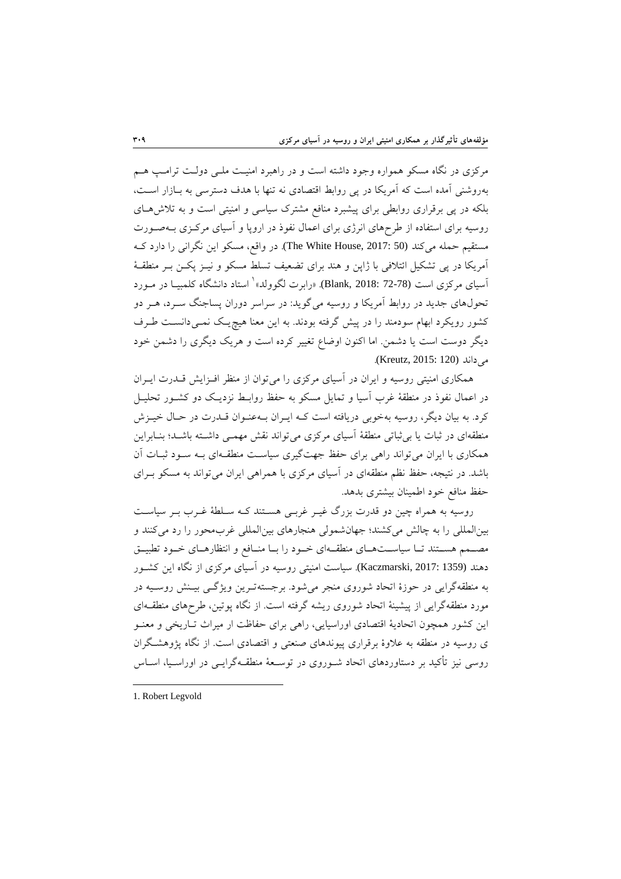مرکزی در نگاه مسکو همواره وجود داشته است و در راهبرد امنیت ملی دولت ترامپ هم به‌روشنی آمده است که آمریکا در پی روابط اقتصادی نه تنها با هدف دسترسی به بازار است، بلکه در پی برقراری روابطی برای پیشبرد منافع مشترک سیاسی و امنیتی است و به تلاش‌های روسیه برای استفاده از طرح‌های انرژی برای اعمال نفوذ در اروپا و آسیای مرکزی به‌صورت مستقیم حمله می‌کند (The White House, 2017: 50). در واقع، مسکو این نگرانی را دارد که آمریکا در پی تشکیل ائتلافی با ژاپن و هند برای تضعیف تسلط مسکو و نیز پکن بر منطقهٔ آسیای مرکزی است (Blank, 2018: 72-78). «رابرت لگوولد»[1] استاد دانشگاه کلمبیا در مورد تحول‌های جدید در روابط آمریکا و روسیه می‌گوید: در سراسر دوران پساجنگ سرد، هر دو کشور رویکرد ابهام سودمند را در پیش گرفته بودند. به این معنا هیچ‌یک نمی‌دانست طرف دیگر دوست است یا دشمن. اما اکنون اوضاع تغییر کرده است و هریک دیگری را دشمن خود می‌داند (Kreutz, 2015: 120).

همکاری امنیتی روسیه و ایران در آسیای مرکزی را می‌توان از منظر افزایش قدرت ایران در اعمال نفوذ در منطقهٔ غرب آسیا و تمایل مسکو به حفظ روابط نزدیک دو کشور تحلیل کرد. به بیان دیگر، روسیه به‌خوبی دریافته است که ایران به‌عنوان قدرت در حال خیزش منطقه‌ای در ثبات یا بی‌ثباتی منطقهٔ آسیای مرکزی می‌تواند نقش مهمی داشته باشد؛ بنابراین همکاری با ایران می‌تواند راهی برای حفظ جهت‌گیری سیاست منطقه‌ای به سود ثبات آن باشد. در نتیجه، حفظ نظم منطقه‌ای در آسیای مرکزی با همراهی ایران می‌تواند به مسکو برای حفظ منافع خود اطمینان بیشتری بدهد.

روسیه به همراه چین دو قدرت بزرگ غیر غربی هستند که سلطهٔ غرب بر سیاست بین‌المللی را به چالش می‌کشند؛ جهان‌شمولی هنجارهای بین‌المللی غرب‌محور را رد می‌کنند و مصمم هستند تا سیاست‌های منطقه‌ای خود را با منافع و انتظارهای خود تطبیق دهند (Kaczmarski, 2017: 1359). سیاست امنیتی روسیه در آسیای مرکزی از نگاه این کشور به منطقه‌گرایی در حوزهٔ اتحاد شوروی منجر می‌شود. برجسته‌ترین ویژگی بینش روسیه در مورد منطقه‌گرایی از پیشینهٔ اتحاد شوروی ریشه گرفته است. از نگاه پوتین، طرح‌های منطقه‌ای این کشور همچون اتحادیهٔ اقتصادی اوراسیایی، راهی برای حفاظت ار میراث تاریخی و معنوی روسیه در منطقه به علاوهٔ برقراری پیوندهای صنعتی و اقتصادی است. از نگاه پژوهشگران روسی نیز تأکید بر دستاوردهای اتحاد شوروی در توسعهٔ منطقه‌گرایی در اوراسیا، اساس

---

1. Robert Legvold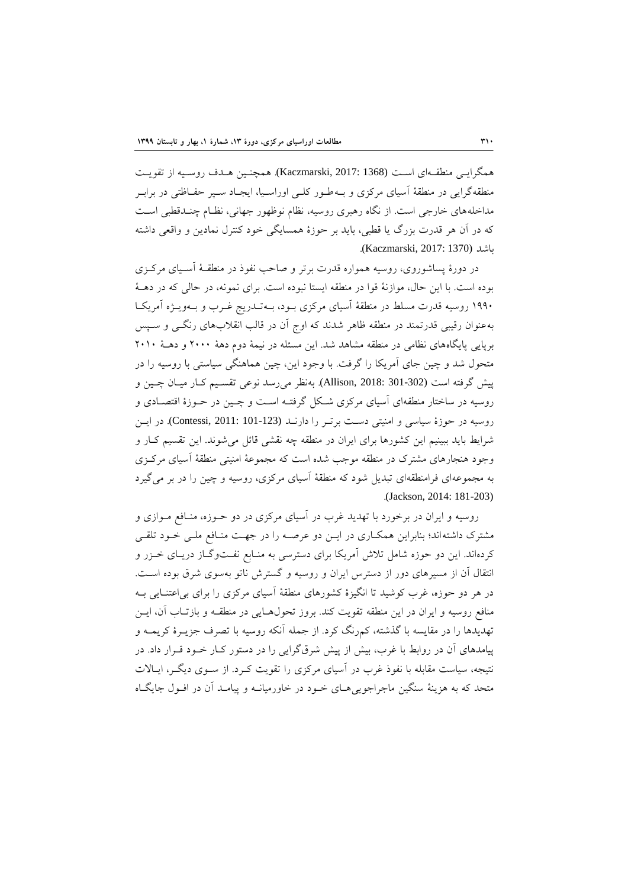همگرایی منطقه‌ای است (Kaczmarski, 2017: 1368). همچنین هدف روسیه از تقویت منطقه‌گرایی در منطقهٔ آسیای مرکزی و به‌طور کلی اوراسیا، ایجاد سپر حفاظتی در برابر مداخله‌های خارجی است. از نگاه رهبری روسیه، نظام نوظهور جهانی، نظام چندقطبی است که در آن هر قدرت بزرگ یا قطبی، باید بر حوزهٔ همسایگی خود کنترل نمادین و واقعی داشته باشد (Kaczmarski, 2017: 1370).

در دورهٔ پساشوروی، روسیه همواره قدرت برتر و صاحب نفوذ در منطقهٔ آسیای مرکزی بوده است. با این حال، موازنهٔ قوا در منطقه ایستا نبوده است. برای نمونه، در حالی که در دههٔ ۱۹۹۰ روسیه قدرت مسلط در منطقهٔ آسیای مرکزی بود، به‌تدریج غرب و به‌ویژه آمریکا به‌عنوان رقیبی قدرتمند در منطقه ظاهر شدند که اوج آن در قالب انقلاب‌های رنگی و سپس برپایی پایگاه‌های نظامی در منطقه مشاهده شد. این مسئله در نیمهٔ دوم دههٔ ۲۰۰۰ و دههٔ ۲۰۱۰ متحول شد و چین جای آمریکا را گرفت. با وجود این، چین هماهنگی سیاستی با روسیه را در پیش گرفته است (Allison, 2018: 301-302). به‌نظر می‌رسد نوعی تقسیم کار میان چین و روسیه در ساختار منطقه‌ای آسیای مرکزی شکل گرفته است و چین در حوزهٔ اقتصادی و روسیه در حوزهٔ سیاسی و امنیتی دست برتر را دارند (Contessi, 2011: 101-123). در این شرایط باید ببینیم این کشورها برای ایران در منطقه چه نقشی قائل می‌شوند. این تقسیم کار و وجود هنجارهای مشترک در منطقه موجب شده است که مجموعهٔ امنیتی منطقهٔ آسیای مرکزی به مجموعه‌ای فرامنطقه‌ای تبدیل شود که منطقهٔ آسیای مرکزی، روسیه و چین را در بر می‌گیرد (Jackson, 2014: 181-203).

روسیه و ایران در برخورد با تهدید غرب در آسیای مرکزی در دو حوزه، منافع موازی و مشترک داشته‌اند؛ بنابراین همکاری در این دو عرصه را در جهت منافع ملی خود تلقی کرده‌اند. این دو حوزه شامل تلاش آمریکا برای دسترسی به منابع نفت‌وگاز دریای خزر و انتقال آن از مسیرهای دور از دسترس ایران و روسیه و گسترش ناتو به‌سوی شرق بوده است. در هر دو حوزه، غرب کوشید تا انگیزهٔ کشورهای منطقهٔ آسیای مرکزی را برای بی‌اعتنایی به منافع روسیه و ایران در این منطقه تقویت کند. بروز تحولاتی در منطقه و بازتاب آن، این تهدیدها را در مقایسه با گذشته، کم‌رنگ کرد. از جمله آنکه روسیه با تصرف جزیرهٔ کریمه و پیامدهای آن در روابط با غرب، بیش از پیش شرق‌گرایی را در دستور کار خود قرار داد. در نتیجه، سیاست مقابله با نفوذ غرب در آسیای مرکزی را تقویت کرد. از سوی دیگر، ایالات متحد که به هزینهٔ سنگین ماجراجویی‌های خود در خاورمیانه و پیامد آن در افول جایگاه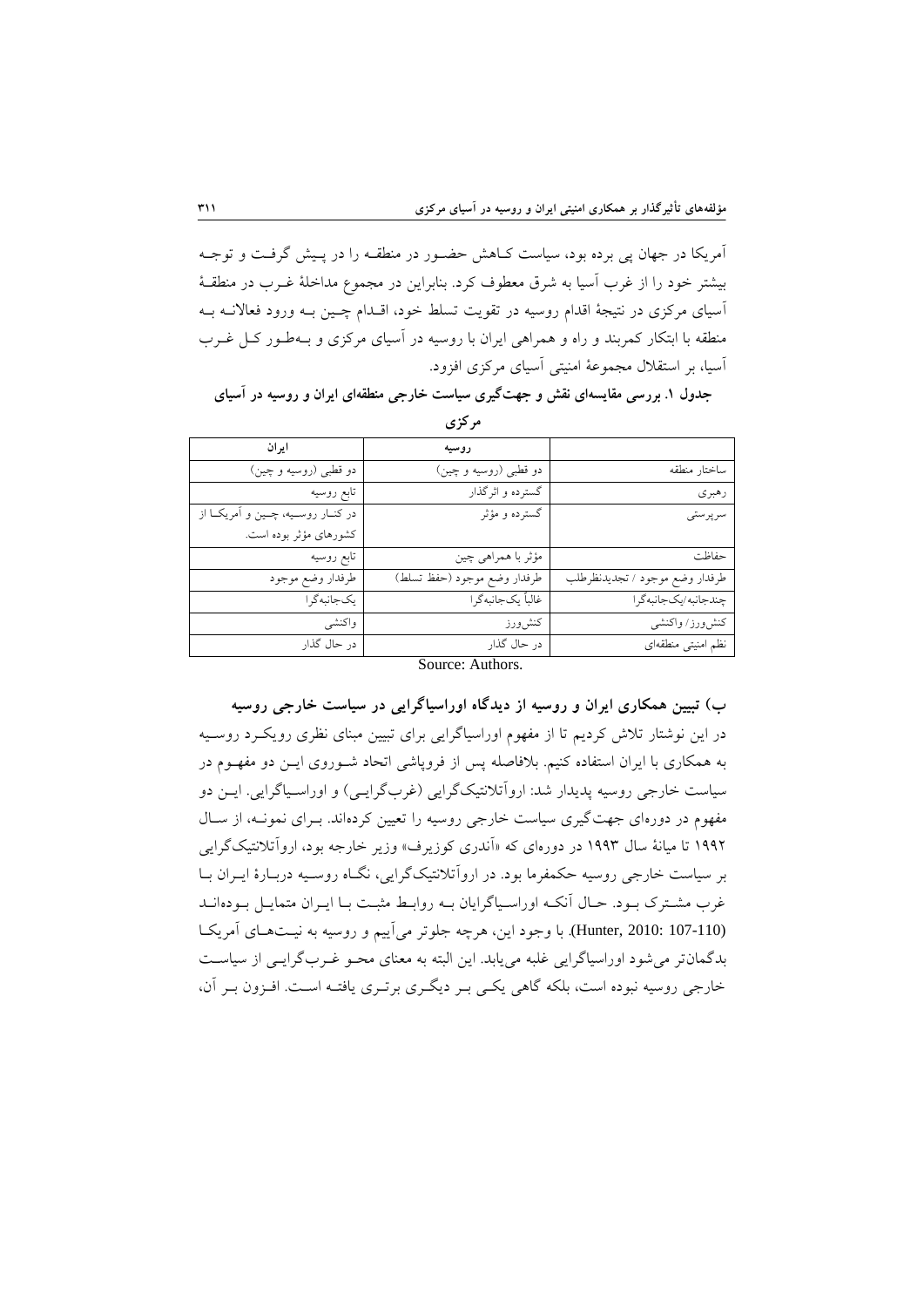آمریکا در جهان پی برده بود، سیاست کـاهش حضـور در منطقـه را در پـیش گرفـت و توجـه بیشتر خود را از غرب آسیا به شرق معطوف کرد. بنابراین در مجموع مداخلهٔ غـرب در منطقـهٔ آسیای مرکزی در نتیجهٔ اقدام روسیه در تقویت تسلط خود، اقـدام چـین بـه ورود فعالانـه بـه منطقه با ابتکار کمربند و راه و همراهی ایران با روسیه در آسیای مرکزی و بـه‌طـور کـل غـرب آسیا، بر استقلال مجموعهٔ امنیتی آسیای مرکزی افزود.

**جدول ۱. بررسی مقایسه‌ای نقش و جهت‌گیری سیاست خارجی منطقه‌ای ایران و روسیه در آسیای مرکزی**

| | روسیه | ایران |
|---|---|---|
| ساختار منطقه | دو قطبی (روسیه و چین) | دو قطبی (روسیه و چین) |
| رهبری | گسترده و اثرگذار | تابع روسیه |
| سرپرستی | گسترده و مؤثر | در کنـار روسـیه، چـین و آمریکـا از کشورهای مؤثر بوده است. |
| حفاظت | مؤثر با همراهی چین | تابع روسیه |
| طرفدار وضع موجود / تجدیدنظرطلب | طرفدار وضع موجود (حفظ تسلط) | طرفدار وضع موجود |
| چندجانبه/یک‌جانبه‌گرا | غالباً یک‌جانبه‌گرا | یک‌جانبه‌گرا |
| کنش‌ورز/ واکنشی | کنش‌ورز | واکنشی |
| نظم امنیتی منطقه‌ای | در حال گذار | در حال گذار |

Source: Authors.

### ب) تبیین همکاری ایران و روسیه از دیدگاه اوراسیاگرایی در سیاست خارجی روسیه

در این نوشتار تلاش کردیم تا از مفهوم اوراسیاگرایی برای تبیین مبنای نظری رویکـرد روسـیه به همکاری با ایران استفاده کنیم. بلافاصله پس از فروپاشی اتحاد شـوروی ایـن دو مفهـوم در سیاست خارجی روسیه پدیدار شد: اروآتلانتیک‌گرایی (غرب‌گرایـی) و اوراسـیاگرایی. ایـن دو مفهوم در دوره‌ای جهت‌گیری سیاست خارجی روسیه را تعیین کرده‌اند. بـرای نمونـه، از سـال ۱۹۹۲ تا میانهٔ سال ۱۹۹۳ در دوره‌ای که «آندری کوزیرف» وزیر خارجه بود، اروآتلانتیک‌گرایی بر سیاست خارجی روسیه حکمفرما بود. در اروآتلانتیک‌گرایی، نگـاه روسـیه دربـارهٔ ایـران بـا غرب مشـترک بـود. حـال آنکـه اوراسـیاگرایان بـه روابـط مثبـت بـا ایـران متمایـل بـوده‌انـد (Hunter, 2010: 107-110). با وجود این، هرچه جلوتر می‌آییم و روسیه به نیـت‌هـای آمریکـا بدگمان‌تر می‌شود اوراسیاگرایی غلبه می‌یابد. این البته به معنای محـو غـرب‌گرایـی از سیاسـت خارجی روسیه نبوده است، بلکه گاهی یکـی بـر دیگـری برتـری یافتـه اسـت. افـزون بـر آن،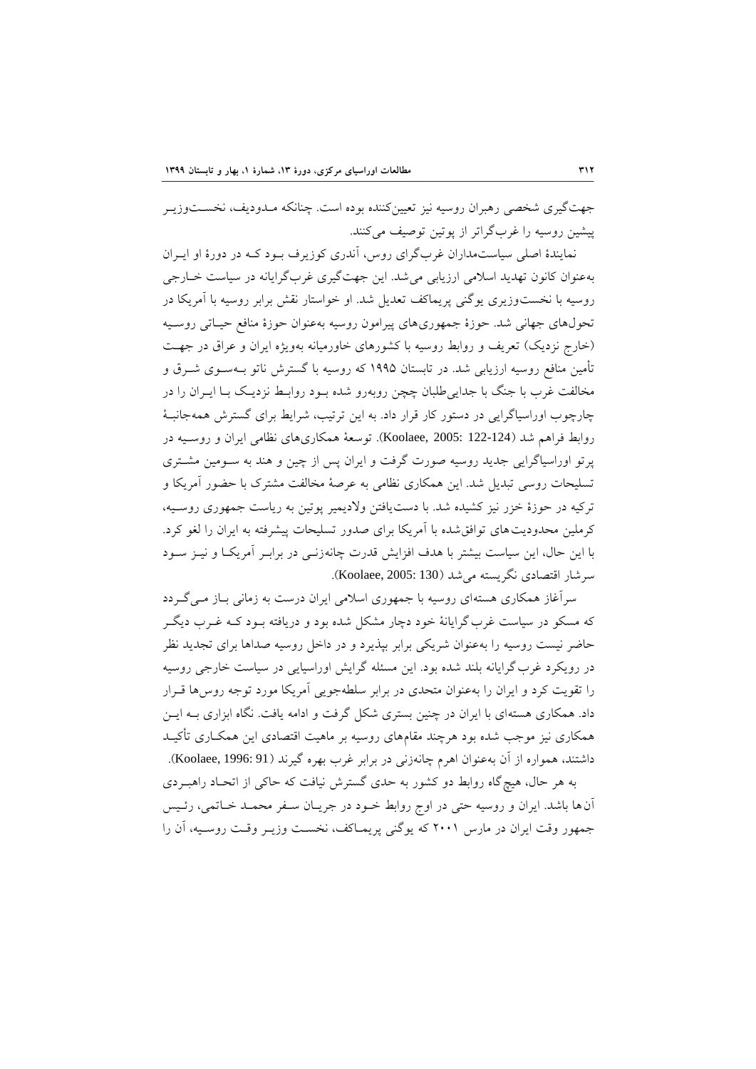جهت‌گیری شخصی رهبران روسیه نیز تعیین‌کننده بوده است. چنانکه مدودیف، نخست‌وزیر پیشین روسیه را غرب‌گراتر از پوتین توصیف می‌کنند.

نمایندهٔ اصلی سیاست‌مداران غرب‌گرای روس، آندری کوزیرف بود که در دورهٔ او ایران به‌عنوان کانون تهدید اسلامی ارزیابی می‌شد. این جهت‌گیری غرب‌گرایانه در سیاست خارجی روسیه با نخست‌وزیری یوگنی پریماکف تعدیل شد. او خواستار نقش برابر روسیه با آمریکا در تحول‌های جهانی شد. حوزهٔ جمهوری‌های پیرامون روسیه به‌عنوان حوزهٔ منافع حیاتی روسیه (خارج نزدیک) تعریف و روابط روسیه با کشورهای خاورمیانه به‌ویژه ایران و عراق در جهت تأمین منافع روسیه ارزیابی شد. در تابستان ۱۹۹۵ که روسیه با گسترش ناتو به‌سوی شرق و مخالفت غرب با جنگ با جدایی‌طلبان چچن روبه‌رو شده بود روابط نزدیک با ایران را در چارچوب اوراسیاگرایی در دستور کار قرار داد. به این ترتیب، شرایط برای گسترش همه‌جانبهٔ روابط فراهم شد (Koolaee, 2005: 122-124). توسعهٔ همکاری‌های نظامی ایران و روسیه در پرتو اوراسیاگرایی جدید روسیه صورت گرفت و ایران پس از چین و هند به سومین مشتری تسلیحات روسی تبدیل شد. این همکاری نظامی به عرصهٔ مخالفت مشترک با حضور آمریکا و ترکیه در حوزهٔ خزر نیز کشیده شد. با دست‌یافتن ولادیمیر پوتین به ریاست جمهوری روسیه، کرملین محدودیت‌های توافق‌شده با آمریکا برای صدور تسلیحات پیشرفته به ایران را لغو کرد. با این حال، این سیاست بیشتر با هدف افزایش قدرت چانه‌زنی در برابر آمریکا و نیز سود سرشار اقتصادی نگریسته می‌شد (Koolaee, 2005: 130).

سرآغاز همکاری هسته‌ای روسیه با جمهوری اسلامی ایران درست به زمانی باز می‌گردد که مسکو در سیاست غرب‌گرایانهٔ خود دچار مشکل شده بود و دریافته بود که غرب دیگر حاضر نیست روسیه را به‌عنوان شریکی برابر بپذیرد و در داخل روسیه صداها برای تجدید نظر در رویکرد غرب‌گرایانه بلند شده بود. این مسئله گرایش اوراسیایی در سیاست خارجی روسیه را تقویت کرد و ایران را به‌عنوان متحدی در برابر سلطه‌جویی آمریکا مورد توجه روس‌ها قرار داد. همکاری هسته‌ای با ایران در چنین بستری شکل گرفت و ادامه یافت. نگاه ابزاری به این همکاری نیز موجب شده بود هرچند مقام‌های روسیه بر ماهیت اقتصادی این همکاری تأکید داشتند، همواره از آن به‌عنوان اهرم چانه‌زنی در برابر غرب بهره گیرند (Koolaee, 1996: 91).

به هر حال، هیچ‌گاه روابط دو کشور به حدی گسترش نیافت که حاکی از اتحاد راهبردی آن‌ها باشد. ایران و روسیه حتی در اوج روابط خود در جریان سفر محمد خاتمی، رئیس جمهور وقت ایران در مارس ۲۰۰۱ که یوگنی پریماکف، نخست وزیر وقت روسیه، آن را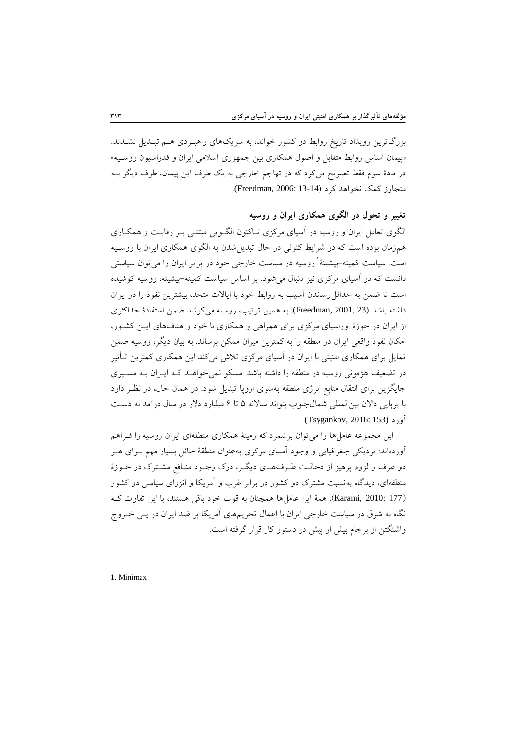بزرگ‌ترین رویداد تاریخ روابط دو کشور خواند، به شریک‌های راهبردی هم تبدیل نشدند. «پیمان اساس روابط متقابل و اصول همکاری بین جمهوری اسلامی ایران و فدراسیون روسیه» در مادهٔ سوم فقط تصریح می‌کرد که در تهاجم خارجی به یک طرف این پیمان، طرف دیگر به متجاوز کمک نخواهد کرد (Freedman, 2006: 13-14).

## تغییر و تحول در الگوی همکاری ایران و روسیه

الگوی تعامل ایران و روسیه در آسیای مرکزی تاکنون الگویی مبتنی بر رقابت و همکاری هم‌زمان بوده است که در شرایط کنونی در حال تبدیل‌شدن به الگوی همکاری ایران با روسیه است. سیاست کمینه-بیشینهٔ[1] روسیه در سیاست خارجی خود در برابر ایران را می‌توان سیاستی دانست که در آسیای مرکزی نیز دنبال می‌شود. بر اساس سیاست کمینه-بیشینه، روسیه کوشیده است تا ضمن به حداقل‌رساندن آسیب به روابط خود با ایالات متحد، بیشترین نفوذ را در ایران داشته باشد (Freedman, 2001, 23). به همین ترتیب، روسیه می‌کوشد ضمن استفادهٔ حداکثری از ایران در حوزهٔ اوراسیای مرکزی برای همراهی و همکاری با خود و هدف‌های این کشور، امکان نفوذ واقعی ایران در منطقه را به کمترین میزان ممکن برساند. به بیان دیگر، روسیه ضمن تمایل برای همکاری امنیتی با ایران در آسیای مرکزی تلاش می‌کند این همکاری کمترین تأثیر در تضعیف هژمونی روسیه در منطقه را داشته باشد. مسکو نمی‌خواهد که ایران به مسیری جایگزین برای انتقال منابع انرژی منطقه به‌سوی اروپا تبدیل شود. در همان حال، در نظر دارد با برپایی دالان بین‌المللی شمال‌جنوب بتواند سالانه ۵ تا ۶ میلیارد دلار در سال درآمد به دست آورد (Tsygankov, 2016: 153).

این مجموعه عامل‌ها را می‌توان برشمرد که زمینهٔ همکاری منطقه‌ای ایران روسیه را فراهم آورده‌اند: نزدیکی جغرافیایی و وجود آسیای مرکزی به‌عنوان منطقهٔ حائل بسیار مهم برای هر دو طرف و لزوم پرهیز از دخالت طرف‌های دیگر، درک وجود منافع مشترک در حوزهٔ منطقه‌ای، دیدگاه به‌نسبت مشترک دو کشور در برابر غرب و آمریکا و انزوای سیاسی دو کشور (Karami, 2010: 177). همهٔ این عامل‌ها همچنان به قوت خود باقی هستند، با این تفاوت که نگاه به شرق در سیاست خارجی ایران با اعمال تحریم‌های آمریکا بر ضد ایران در پی خروج واشنگتن از برجام بیش از پیش در دستور کار قرار گرفته است.

---

1. Minimax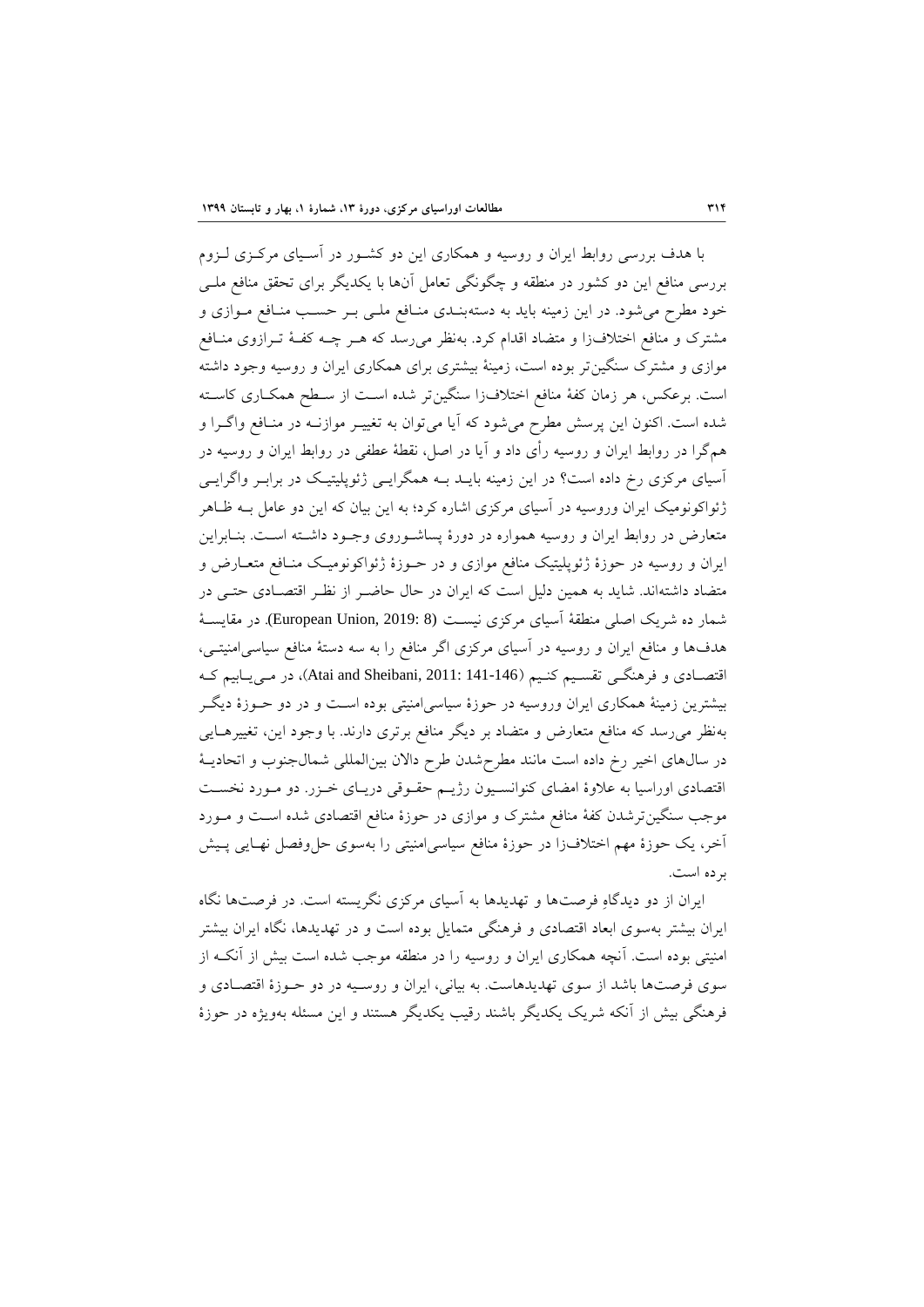با هدف بررسی روابط ایران و روسیه و همکاری این دو کشـور در آسـیای مرکـزی لـزوم بررسی منافع این دو کشور در منطقه و چگونگی تعامل آن‌ها با یکدیگر برای تحقق منافع ملـی خود مطرح می‌شود. در این زمینه باید به دسته‌بنـدی منـافع ملـی بـر حسـب منـافع مـوازی و مشترک و منافع اختلاف‌زا و متضاد اقدام کرد. به‌نظر می‌رسد که هـر چـه کفـهٔ تـرازوی منـافع موازی و مشترک سنگین‌تر بوده است، زمینهٔ بیشتری برای همکاری ایران و روسیه وجود داشته است. برعکس، هر زمان کفهٔ منافع اختلاف‌زا سنگین‌تر شده اسـت از سـطح همکـاری کاسـته شده است. اکنون این پرسش مطرح می‌شود که آیا می‌توان به تغییـر موازنـه در منـافع واگـرا و هم‌گرا در روابط ایران و روسیه رأی داد و آیا در اصل، نقطهٔ عطفی در روابط ایران و روسیه در آسیای مرکزی رخ داده است؟ در این زمینه بایـد بـه همگرایـی ژئوپلیتیـک در برابـر واگرایـی ژئواکونومیک ایران وروسیه در آسیای مرکزی اشاره کرد؛ به این بیان که این دو عامل بـه ظـاهر متعارض در روابط ایران و روسیه همواره در دورهٔ پساشـوروی وجـود داشـته اسـت. بنـابراین ایران و روسیه در حوزهٔ ژئوپلیتیک منافع موازی و در حـوزهٔ ژئواکونومیـک منـافع متعـارض و متضاد داشته‌اند. شاید به همین دلیل است که ایران در حال حاضـر از نظـر اقتصـادی حتـی در شمار ده شریک اصلی منطقهٔ آسیای مرکزی نیسـت (European Union, 2019: 8). در مقایسـهٔ هدف‌ها و منافع ایران و روسیه در آسیای مرکزی اگر منافع را به سه دستهٔ منافع سیاسی‌امنیتـی، اقتصـادی و فرهنگـی تقسـیم کنـیم (Atai and Sheibani, 2011: 141-146)، در مـی‌یـابیم کـه بیشترین زمینهٔ همکاری ایران وروسیه در حوزهٔ سیاسی‌امنیتی بوده اسـت و در دو حـوزهٔ دیگـر به‌نظر می‌رسد که منافع متعارض و متضاد بر دیگر منافع برتری دارند. با وجود این، تغییرهـایی در سال‌های اخیر رخ داده است مانند مطرح‌شدن طرح دالان بین‌المللی شمال‌جنوب و اتحادیـهٔ اقتصادی اوراسیا به علاوهٔ امضای کنوانسـیون رژیـم حقـوقی دریـای خـزر. دو مـورد نخسـت موجب سنگین‌ترشدن کفهٔ منافع مشترک و موازی در حوزهٔ منافع اقتصادی شده اسـت و مـورد آخر، یک حوزهٔ مهم اختلاف‌زا در حوزهٔ منافع سیاسی‌امنیتی را به‌سوی حل‌وفصل نهـایی پـیش برده است.

ایران از دو دیدگاهِ فرصت‌ها و تهدیدها به آسیای مرکزی نگریسته است. در فرصت‌ها نگاه ایران بیشتر به‌سوی ابعاد اقتصادی و فرهنگی متمایل بوده است و در تهدیدها، نگاه ایران بیشتر امنیتی بوده است. آنچه همکاری ایران و روسیه را در منطقه موجب شده است بیش از آنکـه از سوی فرصت‌ها باشد از سوی تهدیدهاست. به بیانی، ایران و روسـیه در دو حـوزهٔ اقتصـادی و فرهنگی بیش از آنکه شریک یکدیگر باشند رقیب یکدیگر هستند و این مسئله به‌ویژه در حوزهٔ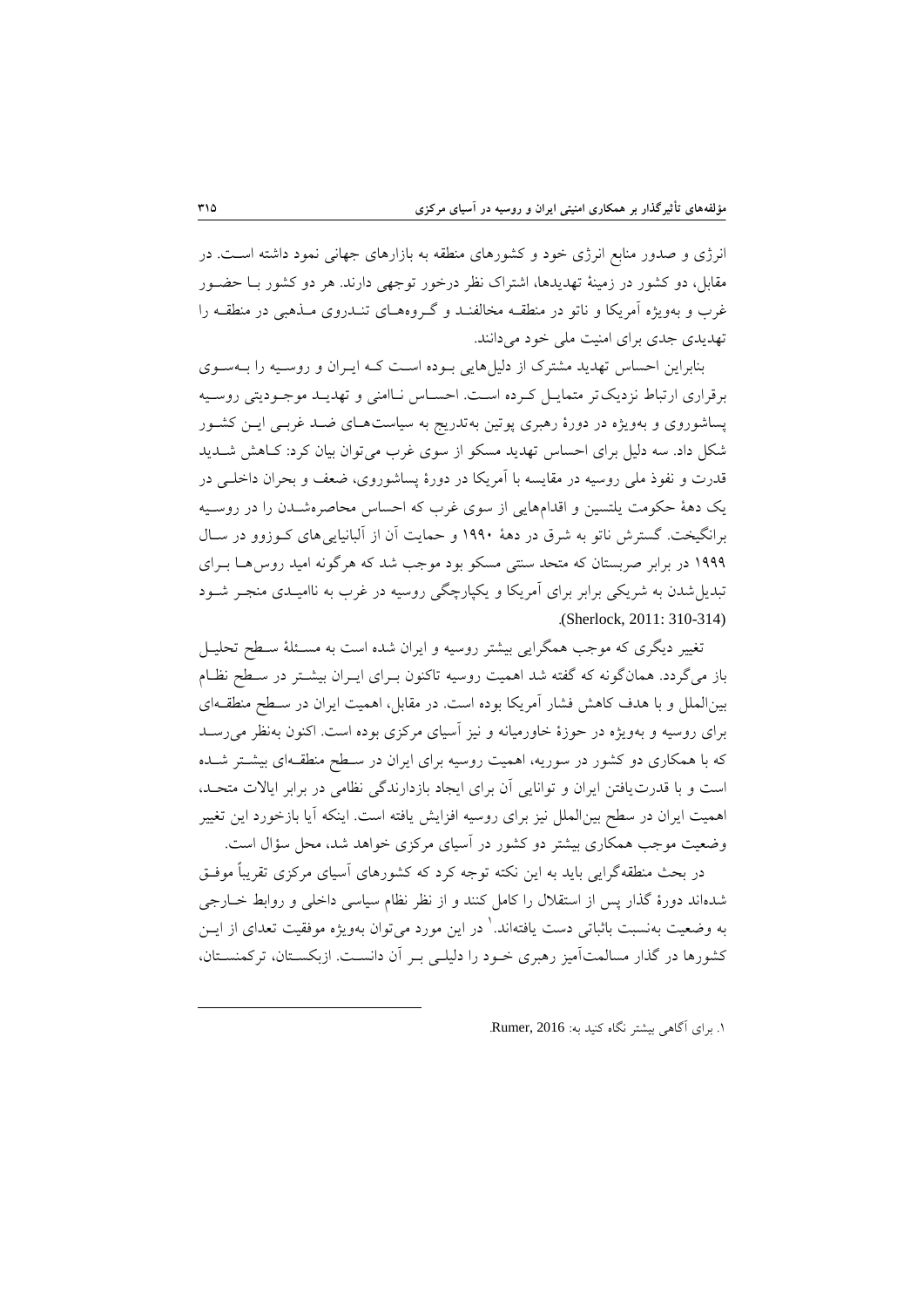انرژی و صدور منابع انرژی خود و کشورهای منطقه به بازارهای جهانی نمود داشته است. در مقابل، دو کشور در زمینهٔ تهدیدها، اشتراک نظر درخور توجهی دارند. هر دو کشور با حضور غرب و به‌ویژه آمریکا و ناتو در منطقه مخالفند و گروه‌های تندروی مذهبی در منطقه را تهدیدی جدی برای امنیت ملی خود می‌دانند.

بنابراین احساس تهدید مشترک از دلیل‌هایی بوده است که ایران و روسیه را به‌سوی برقراری ارتباط نزدیک‌تر متمایل کرده است. احساس ناامنی و تهدید موجودیتی روسیه پساشوروی و به‌ویژه در دورهٔ رهبری پوتین به‌تدریج به سیاست‌های ضد غربی این کشور شکل داد. سه دلیل برای احساس تهدید مسکو از سوی غرب می‌توان بیان کرد: کاهش شدید قدرت و نفوذ ملی روسیه در مقایسه با آمریکا در دورهٔ پساشوروی، ضعف و بحران داخلی در یک دههٔ حکومت یلتسین و اقدام‌هایی از سوی غرب که احساس محاصره‌شدن را در روسیه برانگیخت. گسترش ناتو به شرق در دههٔ ۱۹۹۰ و حمایت آن از آلبانیایی‌های کوزوو در سال ۱۹۹۹ در برابر صربستان که متحد سنتی مسکو بود موجب شد که هرگونه امید روس‌ها برای تبدیل‌شدن به شریکی برابر برای آمریکا و یکپارچگی روسیه در غرب به ناامیدی منجر شود (Sherlock, 2011: 310-314).

تغییر دیگری که موجب همگرایی بیشتر روسیه و ایران شده است به مسئلهٔ سطح تحلیل باز می‌گردد. همان‌گونه که گفته شد اهمیت روسیه تاکنون برای ایران بیشتر در سطح نظام بین‌الملل و با هدف کاهش فشار آمریکا بوده است. در مقابل، اهمیت ایران در سطح منطقه‌ای برای روسیه و به‌ویژه در حوزهٔ خاورمیانه و نیز آسیای مرکزی بوده است. اکنون به‌نظر می‌رسد که با همکاری دو کشور در سوریه، اهمیت روسیه برای ایران در سطح منطقه‌ای بیشتر شده است و با قدرت‌یافتن ایران و توانایی آن برای ایجاد بازدارندگی نظامی در برابر ایالات متحد، اهمیت ایران در سطح بین‌الملل نیز برای روسیه افزایش یافته است. اینکه آیا بازخورد این تغییر وضعیت موجب همکاری بیشتر دو کشور در آسیای مرکزی خواهد شد، محل سؤال است.

در بحث منطقه‌گرایی باید به این نکته توجه کرد که کشورهای آسیای مرکزی تقریباً موفق شده‌اند دورهٔ گذار پس از استقلال را کامل کنند و از نظر نظام سیاسی داخلی و روابط خارجی به وضعیت به‌نسبت باثباتی دست یافته‌اند.[1] در این مورد می‌توان به‌ویژه موفقیت تعدای از این کشورها در گذار مسالمت‌آمیز رهبری خود را دلیلی بر آن دانست. ازبکستان، ترکمنستان،

---

[1] برای آگاهی بیشتر نگاه کنید به: Rumer, 2016.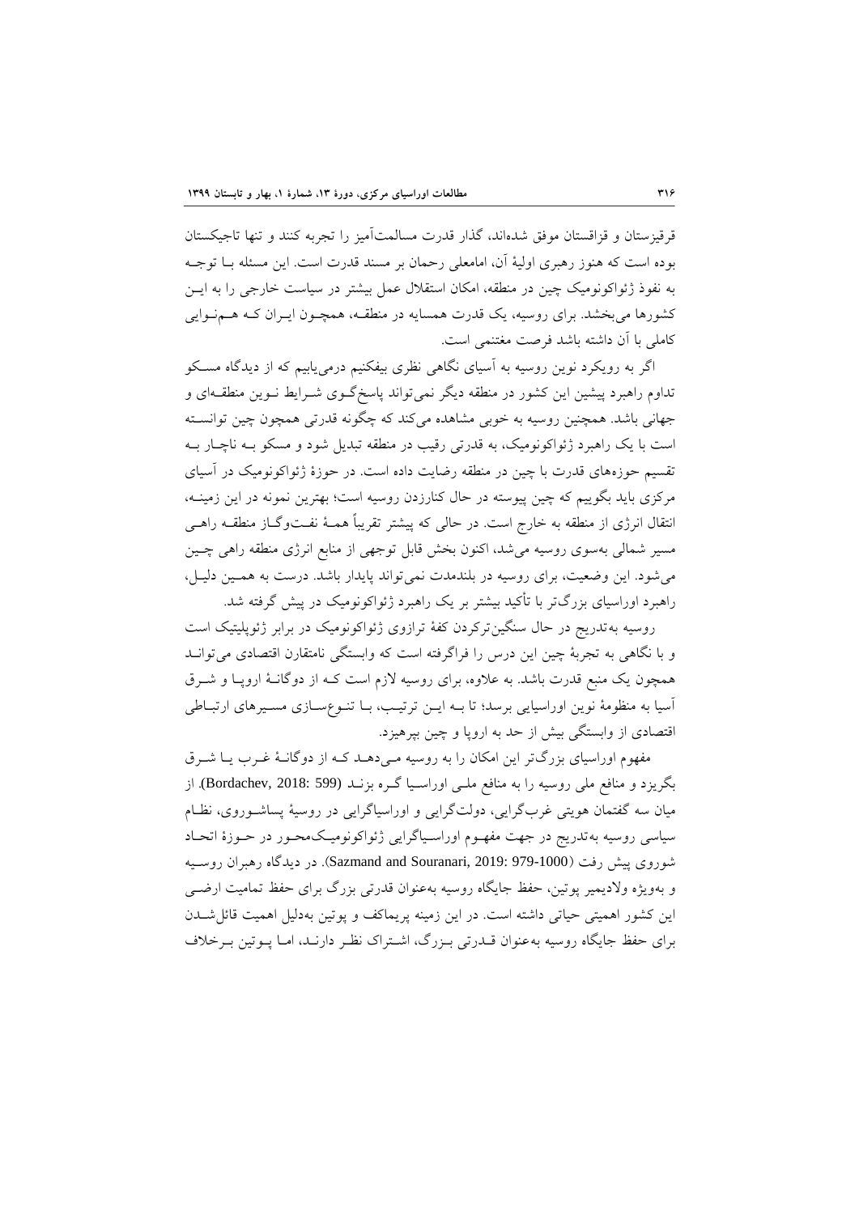قرقیزستان و قزاقستان موفق شده‌اند، گذار قدرت مسالمت‌آمیز را تجربه کنند و تنها تاجیکستان بوده است که هنوز رهبری اولیهٔ آن، امامعلی رحمان بر مسند قدرت است. این مسئله بـا توجـه به نفوذ ژئواکونومیک چین در منطقه، امکان استقلال عمل بیشتر در سیاست خارجی را به ایـن کشورها می‌بخشد. برای روسیه، یک قدرت همسایه در منطقـه، همچـون ایـران کـه هـم‌نـوایی کاملی با آن داشته باشد فرصت مغتنمی است.

اگر به رویکرد نوین روسیه به آسیای نگاهی نظری بیفکنیم درمی‌یابیم که از دیدگاه مسـکو تداوم راهبرد پیشین این کشور در منطقه دیگر نمی‌تواند پاسخ‌گـوی شـرایط نـوین منطقـه‌ای و جهانی باشد. همچنین روسیه به خوبی مشاهده می‌کند که چگونه قدرتی همچون چین توانسـته است با یک راهبرد ژئواکونومیک، به قدرتی رقیب در منطقه تبدیل شود و مسکو بـه ناچـار بـه تقسیم حوزه‌های قدرت با چین در منطقه رضایت داده است. در حوزهٔ ژئواکونومیک در آسیای مرکزی باید بگوییم که چین پیوسته در حال کنارزدن روسیه است؛ بهترین نمونه در این زمینـه، انتقال انرژی از منطقه به خارج است. در حالی که پیشتر تقریباً همـهٔ نفـت‌وگـاز منطقـه راهـی مسیر شمالی به‌سوی روسیه می‌شد، اکنون بخش قابل توجهی از منابع انرژی منطقه راهی چـین می‌شود. این وضعیت، برای روسیه در بلندمدت نمی‌تواند پایدار باشد. درست به همـین دلیـل، راهبرد اوراسیای بزرگ‌تر با تأکید بیشتر بر یک راهبرد ژئواکونومیک در پیش گرفته شد.

روسیه به‌تدریج در حال سنگین‌ترکردن کفهٔ ترازوی ژئواکونومیک در برابر ژئوپلیتیک است و با نگاهی به تجربهٔ چین این درس را فراگرفته است که وابستگی نامتقارن اقتصادی می‌توانـد همچون یک منبع قدرت باشد. به علاوه، برای روسیه لازم است کـه از دوگانـهٔ اروپـا و شـرق آسیا به منظومهٔ نوین اوراسیایی برسد؛ تا بـه ایـن ترتیـب، بـا تنـوع‌سـازی مسـیرهای ارتبـاطی اقتصادی از وابستگی بیش از حد به اروپا و چین بپرهیزد.

مفهوم اوراسیای بزرگ‌تر این امکان را به روسیه مـی‌دهـد کـه از دوگانـهٔ غـرب یـا شـرق بگریزد و منافع ملی روسیه را به منافع ملـی اوراسـیا گـره بزنـد (Bordachev, 2018: 599). از میان سه گفتمان هویتی غرب‌گرایی، دولت‌گرایی و اوراسیاگرایی در روسیهٔ پساشـوروی، نظـام سیاسی روسیه به‌تدریج در جهت مفهـوم اوراسـیاگرایی ژئواکونومیـک‌محـور در حـوزهٔ اتحـاد شوروی پیش رفت (Sazmand and Souranari, 2019: 979-1000). در دیدگاه رهبران روسـیه و به‌ویژه ولادیمیر پوتین، حفظ جایگاه روسیه به‌عنوان قدرتی بزرگ برای حفظ تمامیت ارضـی این کشور اهمیتی حیاتی داشته است. در این زمینه پریماکف و پوتین به‌دلیل اهمیت قائل‌شـدن برای حفظ جایگاه روسیه به‌عنوان قـدرتی بـزرگ، اشـتراک نظـر دارنـد، امـا پـوتین بـرخلاف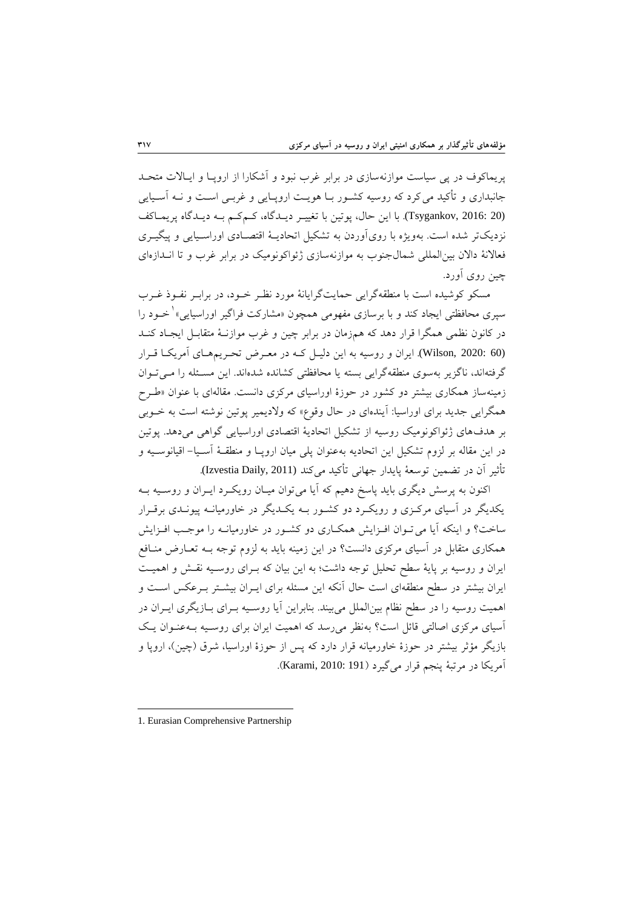پریماکوف در پی سیاست موازنه‌سازی در برابر غرب نبود و آشکارا از اروپا و ایالات متحد جانبداری و تأکید می‌کرد که روسیه کشور با هویت اروپایی و غربی است و نه آسیایی (Tsygankov, 2016: 20). با این حال، پوتین با تغییر دیدگاه، کم‌کم به دیدگاه پریماکف نزدیک‌تر شده است. به‌ویژه با روی‌آوردن به تشکیل اتحادیهٔ اقتصادی اوراسیایی و پیگیری فعالانهٔ دالان بین‌المللی شمال‌جنوب به موازنه‌سازی ژئواکونومیک در برابر غرب و تا اندازه‌ای چین روی آورد.

مسکو کوشیده است با منطقه‌گرایی حمایت‌گرایانهٔ مورد نظر خود، در برابر نفوذ غرب سپری محافظتی ایجاد کند و با برسازی مفهومی همچون «مشارکت فراگیر اوراسیایی»[1] خود را در کانون نظمی همگرا قرار دهد که هم‌زمان در برابر چین و غرب موازنهٔ متقابل ایجاد کند (Wilson, 2020: 60). ایران و روسیه به این دلیل که در معرض تحریم‌های آمریکا قرار گرفته‌اند، ناگزیر به‌سوی منطقه‌گرایی بسته یا محافظتی کشانده شده‌اند. این مسئله را می‌توان زمینه‌ساز همکاری بیشتر دو کشور در حوزهٔ اوراسیای مرکزی دانست. مقاله‌ای با عنوان «طرح همگرایی جدید برای اوراسیا: آینده‌ای در حال وقوع» که ولادیمیر پوتین نوشته است به خوبی بر هدف‌های ژئواکونومیک روسیه از تشکیل اتحادیهٔ اقتصادی اوراسیایی گواهی می‌دهد. پوتین در این مقاله بر لزوم تشکیل این اتحادیه به‌عنوان پلی میان اروپا و منطقهٔ آسیا- اقیانوسیه و تأثیر آن در تضمین توسعهٔ پایدار جهانی تأکید می‌کند (Izvestia Daily, 2011).

اکنون به پرسش دیگری باید پاسخ دهیم که آیا می‌توان میان رویکرد ایران و روسیه به یکدیگر در آسیای مرکزی و رویکرد دو کشور به یکدیگر در خاورمیانه پیوندی برقرار ساخت؟ و اینکه آیا می‌توان افزایش همکاری دو کشور در خاورمیانه را موجب افزایش همکاری متقابل در آسیای مرکزی دانست؟ در این زمینه باید به لزوم توجه به تعارض منافع ایران و روسیه بر پایهٔ سطح تحلیل توجه داشت؛ به این بیان که برای روسیه نقش و اهمیت ایران بیشتر در سطح منطقه‌ای است حال آنکه این مسئله برای ایران بیشتر برعکس است و اهمیت روسیه را در سطح نظام بین‌الملل می‌بیند. بنابراین آیا روسیه برای بازیگری ایران در آسیای مرکزی اصالتی قائل است؟ به‌نظر می‌رسد که اهمیت ایران برای روسیه به‌عنوان یک بازیگر مؤثر بیشتر در حوزهٔ خاورمیانه قرار دارد که پس از حوزهٔ اوراسیا، شرق (چین)، اروپا و آمریکا در مرتبهٔ پنجم قرار می‌گیرد (Karami, 2010: 191).

---

1. Eurasian Comprehensive Partnership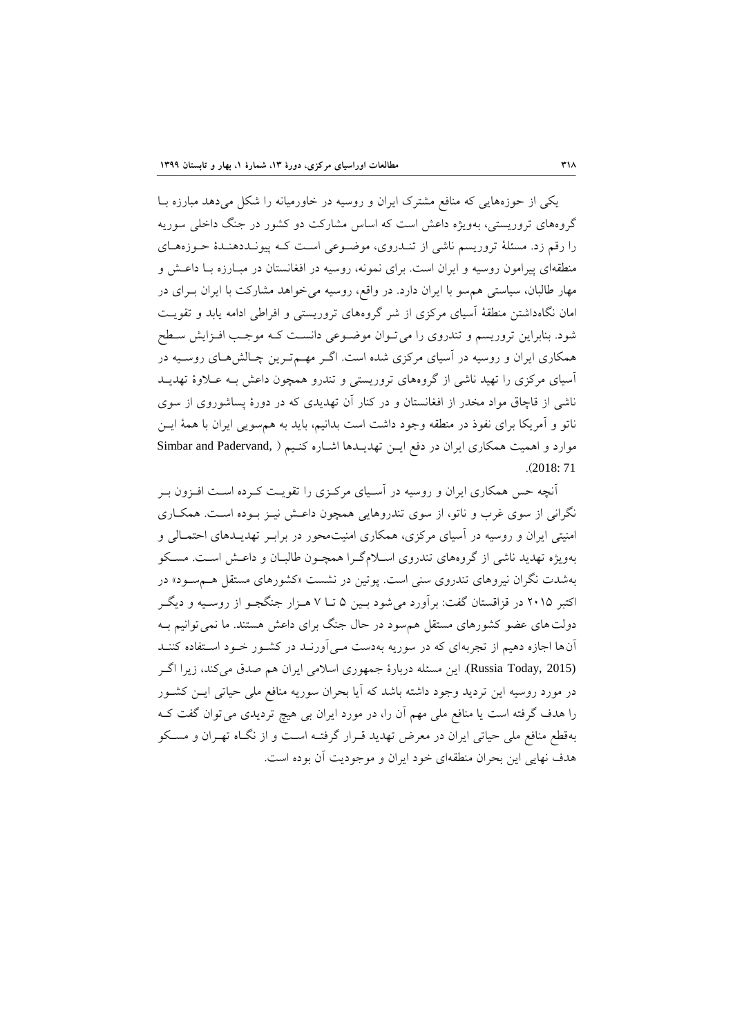یکی از حوزه‌هایی که منافع مشترک ایران و روسیه در خاورمیانه را شکل می‌دهد مبارزه با گروه‌های تروریستی، به‌ویژه داعش است که اساس مشارکت دو کشور در جنگ داخلی سوریه را رقم زد. مسئلهٔ تروریسم ناشی از تندروی، موضوعی است که پیونددهندهٔ حوزه‌های منطقه‌ای پیرامون روسیه و ایران است. برای نمونه، روسیه در افغانستان در مبارزه با داعش و مهار طالبان، سیاستی هم‌سو با ایران دارد. در واقع، روسیه می‌خواهد مشارکت با ایران برای در امان نگاه‌داشتن منطقهٔ آسیای مرکزی از شر گروه‌های تروریستی و افراطی ادامه یابد و تقویت شود. بنابراین تروریسم و تندروی را می‌توان موضوعی دانست که موجب افزایش سطح همکاری ایران و روسیه در آسیای مرکزی شده است. اگر مهم‌ترین چالش‌های روسیه در آسیای مرکزی را تهید ناشی از گروه‌های تروریستی و تندرو همچون داعش به علاوهٔ تهدید ناشی از قاچاق مواد مخدر از افغانستان و در کنار آن تهدیدی که در دورهٔ پساشوروی از سوی ناتو و آمریکا برای نفوذ در منطقه وجود داشت است بدانیم، باید به هم‌سویی ایران با همهٔ این موارد و اهمیت همکاری ایران در دفع این تهدیدها اشاره کنیم (Simbar and Padervand, 2018: 71).

آنچه حس همکاری ایران و روسیه در آسیای مرکزی را تقویت کرده است افزون بر نگرانی از سوی غرب و ناتو، از سوی تندروهایی همچون داعش نیز بوده است. همکاری امنیتی ایران و روسیه در آسیای مرکزی، همکاری امنیت‌محور در برابر تهدیدهای احتمالی و به‌ویژه تهدید ناشی از گروه‌های تندروی اسلام‌گرا همچون طالبان و داعش است. مسکو به‌شدت نگران نیروهای تندروی سنی است. پوتین در نشست «کشورهای مستقل هم‌سود» در اکتبر ۲۰۱۵ در قزاقستان گفت: برآورد می‌شود بین ۵ تا ۷ هزار جنگجو از روسیه و دیگر دولت‌های عضو کشورهای مستقل هم‌سود در حال جنگ برای داعش هستند. ما نمی‌توانیم به آن‌ها اجازه دهیم از تجربه‌ای که در سوریه به‌دست می‌آورند در کشور خود استفاده کنند (Russia Today, 2015). این مسئله دربارهٔ جمهوری اسلامی ایران هم صدق می‌کند، زیرا اگر در مورد روسیه این تردید وجود داشته باشد که آیا بحران سوریه منافع ملی حیاتی این کشور را هدف گرفته است یا منافع ملی مهم آن را، در مورد ایران بی هیچ تردیدی می‌توان گفت که به‌قطع منافع ملی حیاتی ایران در معرض تهدید قرار گرفته است و از نگاه تهران و مسکو هدف نهایی این بحران منطقه‌ای خود ایران و موجودیت آن بوده است.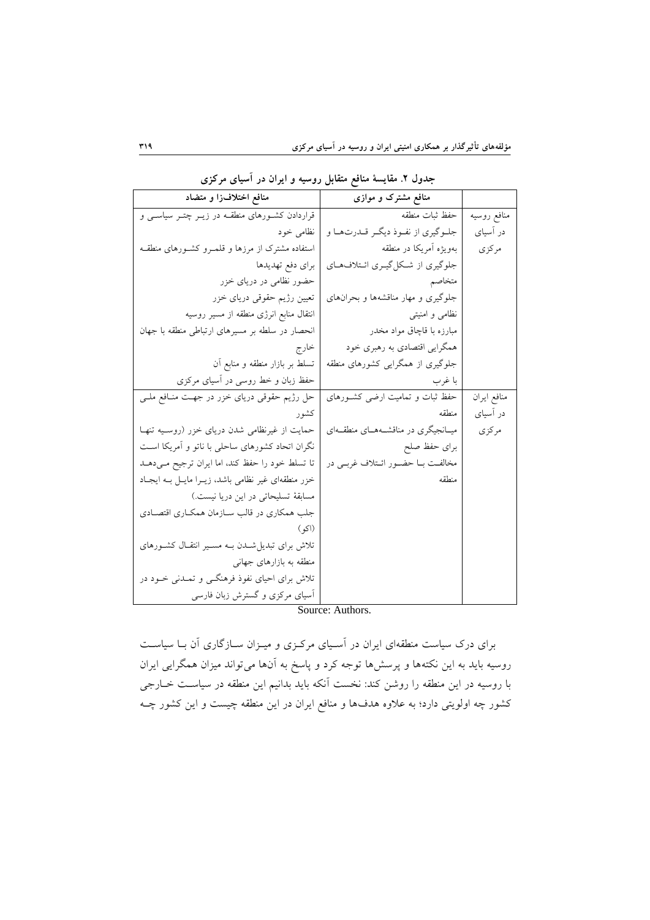**جدول ۲. مقایسهٔ منافع متقابل روسیه و ایران در آسیای مرکزی**

| | منافع مشترک و موازی | منافع اختلاف‌زا و متضاد |
|---|---|---|
| منافع روسیه در آسیای مرکزی | حفظ ثبات منطقه<br>جلوگیری از نفوذ دیگر قدرت‌ها و به‌ویژه آمریکا در منطقه<br>جلوگیری از شکل‌گیری ائتلاف‌های متخاصم<br>جلوگیری و مهار مناقشه‌ها و بحران‌های نظامی و امنیتی<br>مبارزه با قاچاق مواد مخدر<br>همگرایی اقتصادی به رهبری خود<br>جلوگیری از همگرایی کشورهای منطقه با غرب | قراردادن کشورهای منطقه در زیر چتر سیاسی و نظامی خود<br>استفاده مشترک از مرزها و قلمرو کشورهای منطقه برای دفع تهدیدها<br>حضور نظامی در دریای خزر<br>تعیین رژیم حقوقی دریای خزر<br>انتقال منابع انرژی منطقه از مسیر روسیه<br>انحصار در سلطه بر مسیرهای ارتباطی منطقه با جهان خارج<br>تسلط بر بازار منطقه و منابع آن<br>حفظ زبان و خط روسی در آسیای مرکزی |
| منافع ایران در آسیای مرکزی | حفظ ثبات و تمامیت ارضی کشورهای منطقه<br>میانجیگری در مناقشه‌های منطقه‌ای برای حفظ صلح<br>مخالفت با حضور ائتلاف غربی در منطقه | حل رژیم حقوقی دریای خزر در جهت منافع ملی کشور<br>حمایت از غیرنظامی شدن دریای خزر (روسیه تنها نگران اتحاد کشورهای ساحلی با ناتو و آمریکا است تا تسلط خود را حفظ کند، اما ایران ترجیح می‌دهد خزر منطقه‌ای غیر نظامی باشد، زیرا مایل به ایجاد مسابقهٔ تسلیحاتی در این دریا نیست.)<br>جلب همکاری در قالب سازمان همکاری اقتصادی (اکو)<br>تلاش برای تبدیل‌شدن به مسیر انتقال کشورهای منطقه به بازارهای جهانی<br>تلاش برای احیای نفوذ فرهنگی و تمدنی خود در آسیای مرکزی و گسترش زبان فارسی |

Source: Authors.

برای درک سیاست منطقه‌ای ایران در آسیای مرکزی و میزان سازگاری آن با سیاست روسیه باید به این نکته‌ها و پرسش‌ها توجه کرد و پاسخ به آنها می‌تواند میزان همگرایی ایران با روسیه در این منطقه را روشن کند: نخست آنکه باید بدانیم این منطقه در سیاست خارجی کشور چه اولویتی دارد؛ به علاوه هدف‌ها و منافع ایران در این منطقه چیست و این کشور چه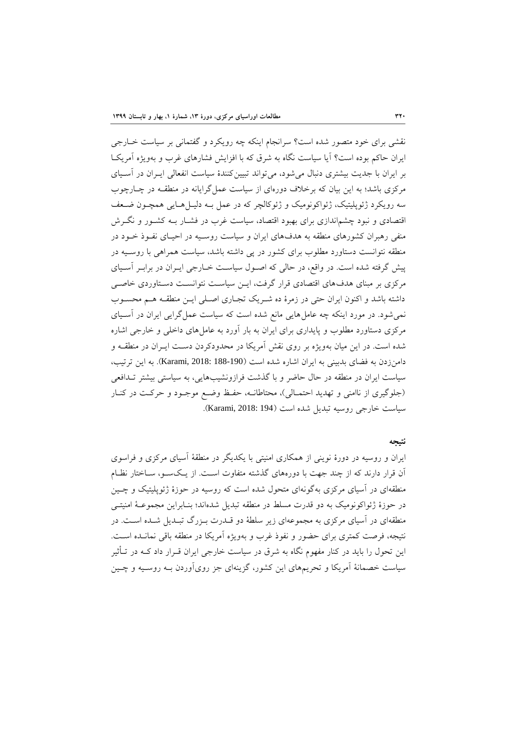نقشی برای خود متصور شده است؟ سرانجام اینکه چه رویکرد و گفتمانی بر سیاست خـارجی ایران حاکم بوده است؟ آیا سیاست نگاه به شرق که با افزایش فشارهای غرب و به‌ویژه آمریکـا بر ایران با جدیت بیشتری دنبال می‌شود، می‌تواند تبیین‌کنندهٔ سیاست انفعالی ایـران در آسـیای مرکزی باشد؛ به این بیان که برخلاف دوره‌ای از سیاست عمل‌گرایانه در منطقـه در چـارچوب سه رویکرد ژئوپلیتیک، ژئواکونومیک و ژئوکالچر که در عمل بـه دلیـل‌هـایی همچـون ضـعف اقتصادی و نبود چشم‌اندازی برای بهبود اقتصاد، سیاست غرب در فشـار بـه کشـور و نگـرش منفی رهبران کشورهای منطقه به هدف‌های ایران و سیاست روسـیه در احیـای نفـوذ خـود در منطقه نتوانست دستاورد مطلوب برای کشور در پی داشته باشد، سیاست همراهی با روسـیه در پیش گرفته شده است. در واقع، در حالی که اصـول سیاسـت خـارجی ایـران در برابـر آسـیای مرکزی بر مبنای هدف‌های اقتصادی قرار گرفت، ایـن سیاسـت نتوانسـت دسـتاوردی خاصـی داشته باشد و اکنون ایران حتی در زمرهٔ ده شـریک تجـاری اصـلی ایـن منطقـه هـم محسـوب نمی‌شود. در مورد اینکه چه عامل‌هایی مانع شده است که سیاست عمل‌گرایی ایران در آسـیای مرکزی دستاورد مطلوب و پایداری برای ایران به بار آورد به عامل‌های داخلی و خارجی اشاره شده است. در این میان به‌ویژه بر روی نقش آمریکا در محدودکردن دسـت ایـران در منطقـه و دامن‌زدن به فضای بدبینی به ایران اشاره شده است (Karami, 2018: 188-190). به این ترتیب، سیاست ایران در منطقه در حال حاضر و با گذشت فرازونشیب‌هایی، به سیاستی بیشتر تـدافعی (جلوگیری از ناامنی و تهدید احتمـالی)، محتاطانـه، حفـظ وضـع موجـود و حرکـت در کنـار سیاست خارجی روسیه تبدیل شده است (Karami, 2018: 194).

## نتیجه

ایران و روسیه در دورهٔ نوینی از همکاری امنیتی با یکدیگر در منطقهٔ آسیای مرکزی و فراسوی آن قرار دارند که از چند جهت با دوره‌های گذشته متفاوت اسـت. از یـک‌سـو، سـاختار نظـام منطقه‌ای در آسیای مرکزی به‌گونه‌ای متحول شده است که روسیه در حوزهٔ ژئوپلیتیک و چـین در حوزهٔ ژئواکونومیک به دو قدرت مسلط در منطقه تبدیل شده‌اند؛ بنـابراین مجموعـهٔ امنیتـی منطقه‌ای در آسیای مرکزی به مجموعه‌ای زیر سلطهٔ دو قـدرت بـزرگ تبـدیل شـده اسـت. در نتیجه، فرصت کمتری برای حضور و نفوذ غرب و به‌ویژه آمریکا در منطقه باقی نمانـده اسـت. این تحول را باید در کنار مفهوم نگاه به شرق در سیاست خارجی ایران قـرار داد کـه در تـأثیر سیاست خصمانهٔ آمریکا و تحریم‌های این کشور، گزینه‌ای جز روی‌آوردن بـه روسـیه و چـین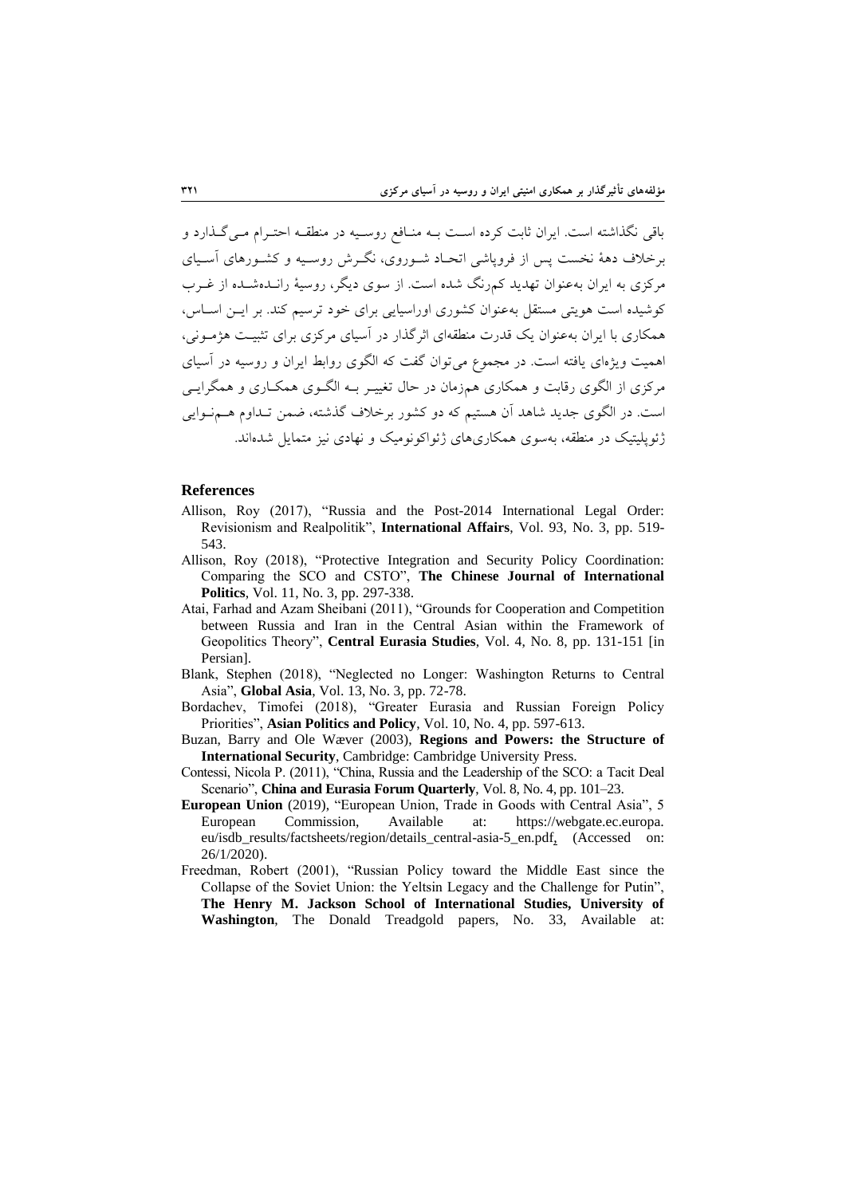باقی نگذاشته است. ایران ثابت کرده است به منافع روسیه در منطقه احترام می‌گذارد و برخلاف دهۀ نخست پس از فروپاشی اتحاد شوروی، نگرش روسیه و کشورهای آسیای مرکزی به ایران به‌عنوان تهدید کم‌رنگ شده است. از سوی دیگر، روسیۀ رانده‌شده از غرب کوشیده است هویتی مستقل به‌عنوان کشوری اوراسیایی برای خود ترسیم کند. بر این اساس، همکاری با ایران به‌عنوان یک قدرت منطقه‌ای اثرگذار در آسیای مرکزی برای تثبیت هژمونی، اهمیت ویژه‌ای یافته است. در مجموع می‌توان گفت که الگوی روابط ایران و روسیه در آسیای مرکزی از الگوی رقابت و همکاری هم‌زمان در حال تغییر به الگوی همکاری و همگرایی است. در الگوی جدید شاهد آن هستیم که دو کشور برخلاف گذشته، ضمن تداوم هم‌نوایی ژئوپلیتیک در منطقه، به‌سوی همکاری‌های ژئواکونومیک و نهادی نیز متمایل شده‌اند.

## References

- Allison, Roy (2017), "Russia and the Post-2014 International Legal Order: Revisionism and Realpolitik", **International Affairs**, Vol. 93, No. 3, pp. 519-543.
- Allison, Roy (2018), "Protective Integration and Security Policy Coordination: Comparing the SCO and CSTO", **The Chinese Journal of International Politics**, Vol. 11, No. 3, pp. 297-338.
- Atai, Farhad and Azam Sheibani (2011), "Grounds for Cooperation and Competition between Russia and Iran in the Central Asian within the Framework of Geopolitics Theory", **Central Eurasia Studies**, Vol. 4, No. 8, pp. 131-151 [in Persian].
- Blank, Stephen (2018), "Neglected no Longer: Washington Returns to Central Asia", **Global Asia**, Vol. 13, No. 3, pp. 72-78.
- Bordachev, Timofei (2018), "Greater Eurasia and Russian Foreign Policy Priorities", **Asian Politics and Policy**, Vol. 10, No. 4, pp. 597-613.
- Buzan, Barry and Ole Wæver (2003), **Regions and Powers: the Structure of International Security**, Cambridge: Cambridge University Press.
- Contessi, Nicola P. (2011), "China, Russia and the Leadership of the SCO: a Tacit Deal Scenario", **China and Eurasia Forum Quarterly**, Vol. 8, No. 4, pp. 101–23.
- **European Union** (2019), "European Union, Trade in Goods with Central Asia", 5 European Commission, Available at: https://webgate.ec.europa.eu/isdb_results/factsheets/region/details_central-asia-5_en.pdf, (Accessed on: 26/1/2020).
- Freedman, Robert (2001), "Russian Policy toward the Middle East since the Collapse of the Soviet Union: the Yeltsin Legacy and the Challenge for Putin", **The Henry M. Jackson School of International Studies, University of Washington**, The Donald Treadgold papers, No. 33, Available at: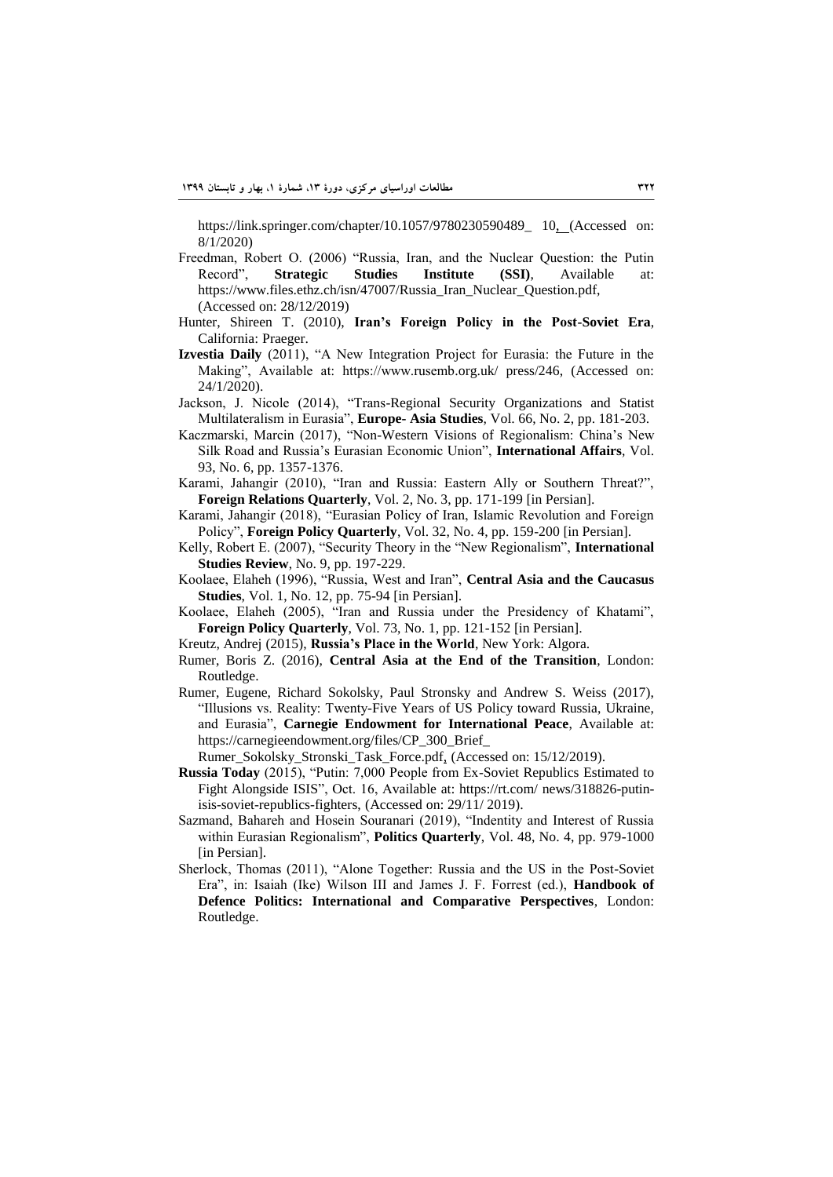https://link.springer.com/chapter/10.1057/9780230590489_ 10, (Accessed on: 8/1/2020)

Freedman, Robert O. (2006) "Russia, Iran, and the Nuclear Question: the Putin Record", **Strategic Studies Institute (SSI)**, Available at: https://www.files.ethz.ch/isn/47007/Russia_Iran_Nuclear_Question.pdf, (Accessed on: 28/12/2019)

Hunter, Shireen T. (2010), **Iran's Foreign Policy in the Post-Soviet Era**, California: Praeger.

**Izvestia Daily** (2011), "A New Integration Project for Eurasia: the Future in the Making", Available at: https://www.rusemb.org.uk/ press/246, (Accessed on: 24/1/2020).

Jackson, J. Nicole (2014), "Trans-Regional Security Organizations and Statist Multilateralism in Eurasia", **Europe- Asia Studies**, Vol. 66, No. 2, pp. 181-203.

Kaczmarski, Marcin (2017), "Non-Western Visions of Regionalism: China's New Silk Road and Russia's Eurasian Economic Union", **International Affairs**, Vol. 93, No. 6, pp. 1357-1376.

Karami, Jahangir (2010), "Iran and Russia: Eastern Ally or Southern Threat?", **Foreign Relations Quarterly**, Vol. 2, No. 3, pp. 171-199 [in Persian].

Karami, Jahangir (2018), "Eurasian Policy of Iran, Islamic Revolution and Foreign Policy", **Foreign Policy Quarterly**, Vol. 32, No. 4, pp. 159-200 [in Persian].

Kelly, Robert E. (2007), "Security Theory in the "New Regionalism", **International Studies Review**, No. 9, pp. 197-229.

Koolaee, Elaheh (1996), "Russia, West and Iran", **Central Asia and the Caucasus Studies**, Vol. 1, No. 12, pp. 75-94 [in Persian].

Koolaee, Elaheh (2005), "Iran and Russia under the Presidency of Khatami", **Foreign Policy Quarterly**, Vol. 73, No. 1, pp. 121-152 [in Persian].

Kreutz, Andrej (2015), **Russia's Place in the World**, New York: Algora.

Rumer, Boris Z. (2016), **Central Asia at the End of the Transition**, London: Routledge.

Rumer, Eugene, Richard Sokolsky, Paul Stronsky and Andrew S. Weiss (2017), "Illusions vs. Reality: Twenty-Five Years of US Policy toward Russia, Ukraine, and Eurasia", **Carnegie Endowment for International Peace**, Available at: https://carnegieendowment.org/files/CP_300_Brief_ Rumer_Sokolsky_Stronski_Task_Force.pdf, (Accessed on: 15/12/2019).

**Russia Today** (2015), "Putin: 7,000 People from Ex-Soviet Republics Estimated to Fight Alongside ISIS", Oct. 16, Available at: https://rt.com/ news/318826-putin-isis-soviet-republics-fighters, (Accessed on: 29/11/ 2019).

Sazmand, Bahareh and Hosein Souranari (2019), "Indentity and Interest of Russia within Eurasian Regionalism", **Politics Quarterly**, Vol. 48, No. 4, pp. 979-1000 [in Persian].

Sherlock, Thomas (2011), "Alone Together: Russia and the US in the Post-Soviet Era", in: Isaiah (Ike) Wilson III and James J. F. Forrest (ed.), **Handbook of Defence Politics: International and Comparative Perspectives**, London: Routledge.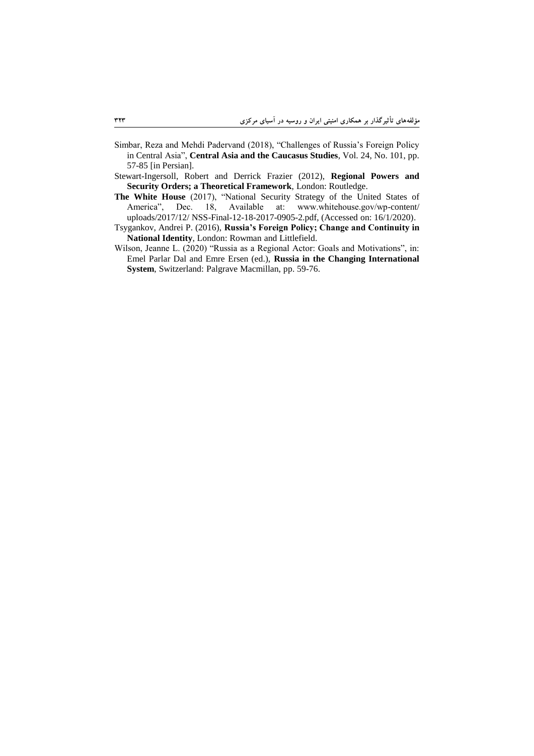Simbar, Reza and Mehdi Padervand (2018), "Challenges of Russia's Foreign Policy in Central Asia", **Central Asia and the Caucasus Studies**, Vol. 24, No. 101, pp. 57-85 [in Persian].

Stewart-Ingersoll, Robert and Derrick Frazier (2012), **Regional Powers and Security Orders; a Theoretical Framework**, London: Routledge.

**The White House** (2017), "National Security Strategy of the United States of America", Dec. 18, Available at: www.whitehouse.gov/wp-content/uploads/2017/12/ NSS-Final-12-18-2017-0905-2.pdf, (Accessed on: 16/1/2020).

Tsygankov, Andrei P. (2016), **Russia's Foreign Policy; Change and Continuity in National Identity**, London: Rowman and Littlefield.

Wilson, Jeanne L. (2020) "Russia as a Regional Actor: Goals and Motivations", in: Emel Parlar Dal and Emre Ersen (ed.), **Russia in the Changing International System**, Switzerland: Palgrave Macmillan, pp. 59-76.